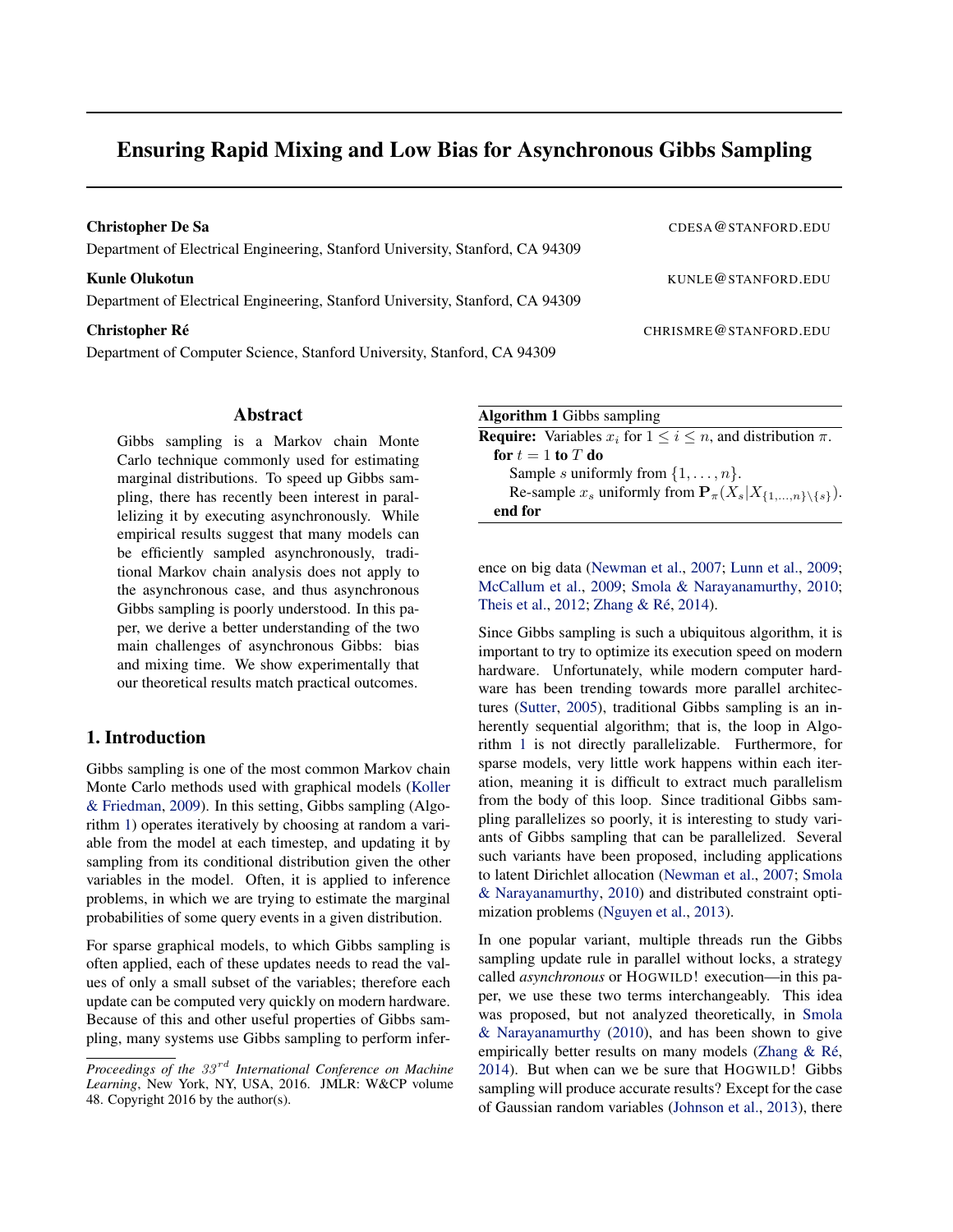# Ensuring Rapid Mixing and Low Bias for Asynchronous Gibbs Sampling

**Christopher De Sa** CDESA@STANFORD.EDU
Department of Electrical Engineering, Stanford University, Stanford, CA 94309

**Kunle Olukotun** KUNLE@STANFORD.EDU
Department of Electrical Engineering, Stanford University, Stanford, CA 94309

**Christopher Ré** CHRISMRE@STANFORD.EDU
Department of Computer Science, Stanford University, Stanford, CA 94309

## Abstract

Gibbs sampling is a Markov chain Monte Carlo technique commonly used for estimating marginal distributions. To speed up Gibbs sampling, there has recently been interest in parallelizing it by executing asynchronously. While empirical results suggest that many models can be efficiently sampled asynchronously, traditional Markov chain analysis does not apply to the asynchronous case, and thus asynchronous Gibbs sampling is poorly understood. In this paper, we derive a better understanding of the two main challenges of asynchronous Gibbs: bias and mixing time. We show experimentally that our theoretical results match practical outcomes.

## 1. Introduction

Gibbs sampling is one of the most common Markov chain Monte Carlo methods used with graphical models (Koller & Friedman, 2009). In this setting, Gibbs sampling (Algorithm 1) operates iteratively by choosing at random a variable from the model at each timestep, and updating it by sampling from its conditional distribution given the other variables in the model. Often, it is applied to inference problems, in which we are trying to estimate the marginal probabilities of some query events in a given distribution.

For sparse graphical models, to which Gibbs sampling is often applied, each of these updates needs to read the values of only a small subset of the variables; therefore each update can be computed very quickly on modern hardware. Because of this and other useful properties of Gibbs sampling, many systems use Gibbs sampling to perform inference on big data (Newman et al., 2007; Lunn et al., 2009; McCallum et al., 2009; Smola & Narayanamurthy, 2010; Theis et al., 2012; Zhang & Ré, 2014).

---

**Algorithm 1** Gibbs sampling

**Require:** Variables $x_i$ for $1 \leq i \leq n$, and distribution $\pi$.
**for** $t = 1$ **to** $T$ **do**
  Sample $s$ uniformly from $\{1, \ldots, n\}$.
  Re-sample $x_s$ uniformly from $\mathbf{P}_\pi(X_s | X_{\{1,\ldots,n\} \setminus \{s\}})$.
**end for**

---

Since Gibbs sampling is such a ubiquitous algorithm, it is important to try to optimize its execution speed on modern hardware. Unfortunately, while modern computer hardware has been trending towards more parallel architectures (Sutter, 2005), traditional Gibbs sampling is an inherently sequential algorithm; that is, the loop in Algorithm 1 is not directly parallelizable. Furthermore, for sparse models, very little work happens within each iteration, meaning it is difficult to extract much parallelism from the body of this loop. Since traditional Gibbs sampling parallelizes so poorly, it is interesting to study variants of Gibbs sampling that can be parallelized. Several such variants have been proposed, including applications to latent Dirichlet allocation (Newman et al., 2007; Smola & Narayanamurthy, 2010) and distributed constraint optimization problems (Nguyen et al., 2013).

In one popular variant, multiple threads run the Gibbs sampling update rule in parallel without locks, a strategy called *asynchronous* or HOGWILD! execution—in this paper, we use these two terms interchangeably. This idea was proposed, but not analyzed theoretically, in Smola & Narayanamurthy (2010), and has been shown to give empirically better results on many models (Zhang & Ré, 2014). But when can we be sure that HOGWILD! Gibbs sampling will produce accurate results? Except for the case of Gaussian random variables (Johnson et al., 2013), there

*Proceedings of the 33rd International Conference on Machine Learning*, New York, NY, USA, 2016. JMLR: W&CP volume 48. Copyright 2016 by the author(s).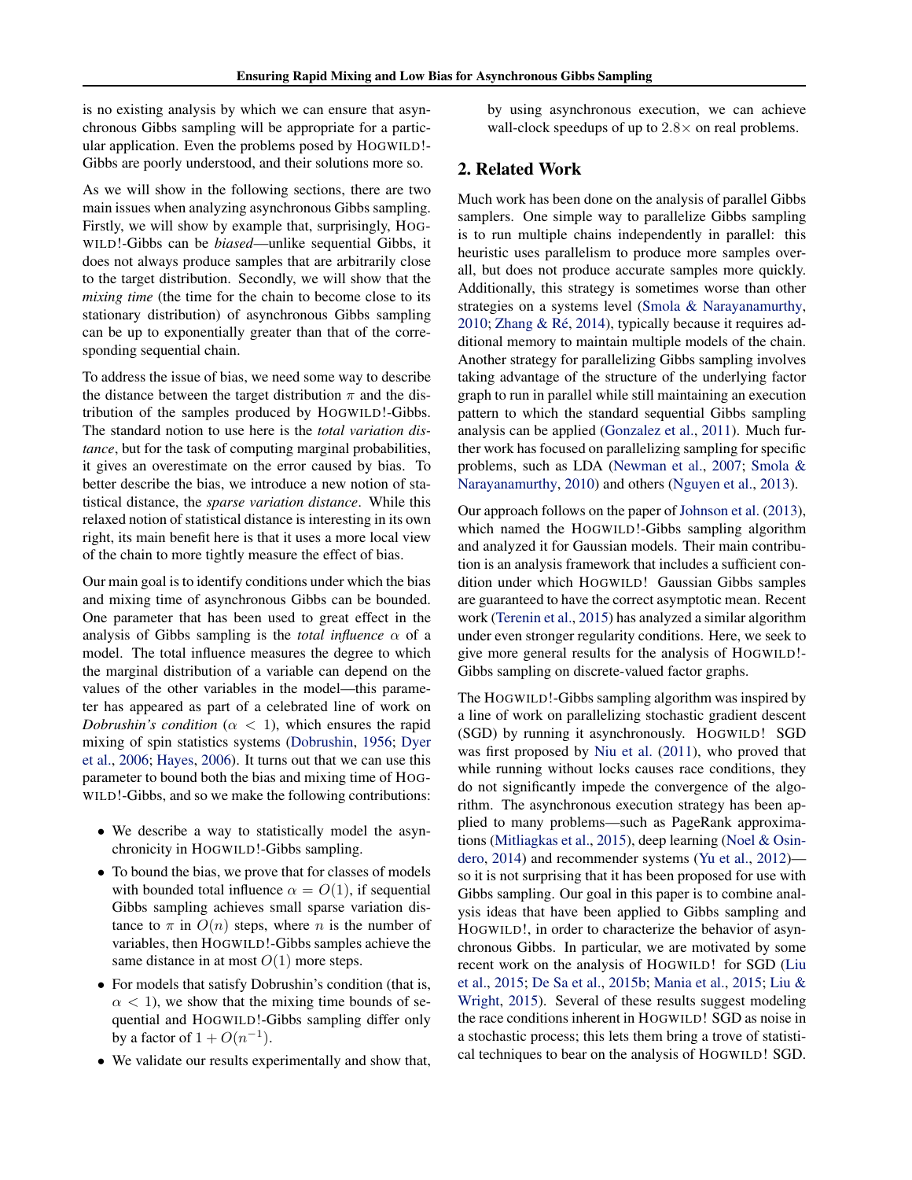is no existing analysis by which we can ensure that asynchronous Gibbs sampling will be appropriate for a particular application. Even the problems posed by HOGWILD!-Gibbs are poorly understood, and their solutions more so.

As we will show in the following sections, there are two main issues when analyzing asynchronous Gibbs sampling. Firstly, we will show by example that, surprisingly, HOGWILD!-Gibbs can be *biased*—unlike sequential Gibbs, it does not always produce samples that are arbitrarily close to the target distribution. Secondly, we will show that the *mixing time* (the time for the chain to become close to its stationary distribution) of asynchronous Gibbs sampling can be up to exponentially greater than that of the corresponding sequential chain.

To address the issue of bias, we need some way to describe the distance between the target distribution $\pi$ and the distribution of the samples produced by HOGWILD!-Gibbs. The standard notion to use here is the *total variation distance*, but for the task of computing marginal probabilities, it gives an overestimate on the error caused by bias. To better describe the bias, we introduce a new notion of statistical distance, the *sparse variation distance*. While this relaxed notion of statistical distance is interesting in its own right, its main benefit here is that it uses a more local view of the chain to more tightly measure the effect of bias.

Our main goal is to identify conditions under which the bias and mixing time of asynchronous Gibbs can be bounded. One parameter that has been used to great effect in the analysis of Gibbs sampling is the *total influence* $\alpha$ of a model. The total influence measures the degree to which the marginal distribution of a variable can depend on the values of the other variables in the model—this parameter has appeared as part of a celebrated line of work on *Dobrushin's condition* ($\alpha < 1$), which ensures the rapid mixing of spin statistics systems (Dobrushin, 1956; Dyer et al., 2006; Hayes, 2006). It turns out that we can use this parameter to bound both the bias and mixing time of HOGWILD!-Gibbs, and so we make the following contributions:

- We describe a way to statistically model the asynchronicity in HOGWILD!-Gibbs sampling.
- To bound the bias, we prove that for classes of models with bounded total influence $\alpha = O(1)$, if sequential Gibbs sampling achieves small sparse variation distance to $\pi$ in $O(n)$ steps, where $n$ is the number of variables, then HOGWILD!-Gibbs samples achieve the same distance in at most $O(1)$ more steps.
- For models that satisfy Dobrushin's condition (that is, $\alpha < 1$), we show that the mixing time bounds of sequential and HOGWILD!-Gibbs sampling differ only by a factor of $1 + O(n^{-1})$.
- We validate our results experimentally and show that, by using asynchronous execution, we can achieve wall-clock speedups of up to $2.8\times$ on real problems.

## 2. Related Work

Much work has been done on the analysis of parallel Gibbs samplers. One simple way to parallelize Gibbs sampling is to run multiple chains independently in parallel: this heuristic uses parallelism to produce more samples overall, but does not produce accurate samples more quickly. Additionally, this strategy is sometimes worse than other strategies on a systems level (Smola & Narayanamurthy, 2010; Zhang & Ré, 2014), typically because it requires additional memory to maintain multiple models of the chain. Another strategy for parallelizing Gibbs sampling involves taking advantage of the structure of the underlying factor graph to run in parallel while still maintaining an execution pattern to which the standard sequential Gibbs sampling analysis can be applied (Gonzalez et al., 2011). Much further work has focused on parallelizing sampling for specific problems, such as LDA (Newman et al., 2007; Smola & Narayanamurthy, 2010) and others (Nguyen et al., 2013).

Our approach follows on the paper of Johnson et al. (2013), which named the HOGWILD!-Gibbs sampling algorithm and analyzed it for Gaussian models. Their main contribution is an analysis framework that includes a sufficient condition under which HOGWILD! Gaussian Gibbs samples are guaranteed to have the correct asymptotic mean. Recent work (Terenin et al., 2015) has analyzed a similar algorithm under even stronger regularity conditions. Here, we seek to give more general results for the analysis of HOGWILD!-Gibbs sampling on discrete-valued factor graphs.

The HOGWILD!-Gibbs sampling algorithm was inspired by a line of work on parallelizing stochastic gradient descent (SGD) by running it asynchronously. HOGWILD! SGD was first proposed by Niu et al. (2011), who proved that while running without locks causes race conditions, they do not significantly impede the convergence of the algorithm. The asynchronous execution strategy has been applied to many problems—such as PageRank approximations (Mitliagkas et al., 2015), deep learning (Noel & Osindero, 2014) and recommender systems (Yu et al., 2012)—so it is not surprising that it has been proposed for use with Gibbs sampling. Our goal in this paper is to combine analysis ideas that have been applied to Gibbs sampling and HOGWILD!, in order to characterize the behavior of asynchronous Gibbs. In particular, we are motivated by some recent work on the analysis of HOGWILD! for SGD (Liu et al., 2015; De Sa et al., 2015b; Mania et al., 2015; Liu & Wright, 2015). Several of these results suggest modeling the race conditions inherent in HOGWILD! SGD as noise in a stochastic process; this lets them bring a trove of statistical techniques to bear on the analysis of HOGWILD! SGD.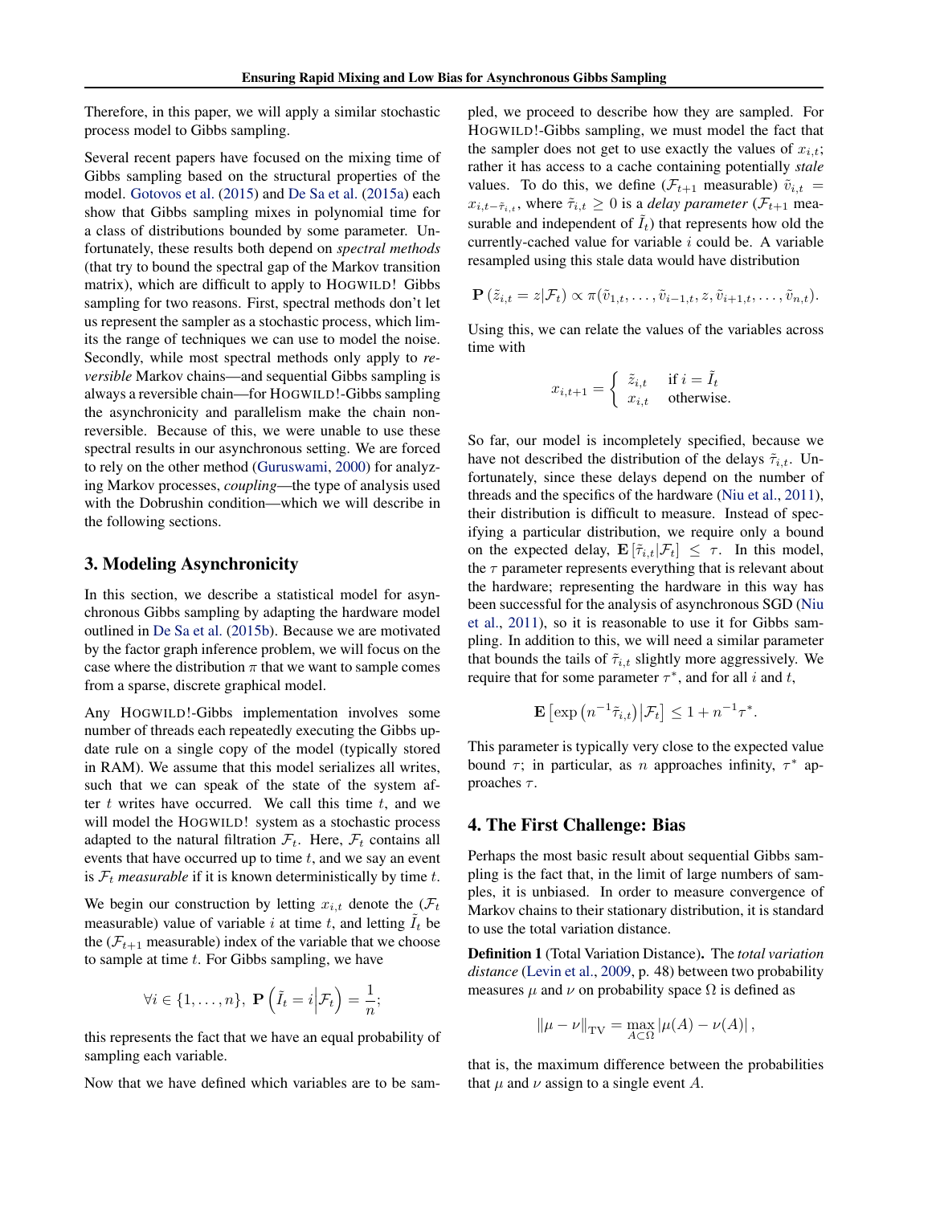Therefore, in this paper, we will apply a similar stochastic process model to Gibbs sampling.

Several recent papers have focused on the mixing time of Gibbs sampling based on the structural properties of the model. Gotovos et al. (2015) and De Sa et al. (2015a) each show that Gibbs sampling mixes in polynomial time for a class of distributions bounded by some parameter. Unfortunately, these results both depend on *spectral methods* (that try to bound the spectral gap of the Markov transition matrix), which are difficult to apply to HOGWILD! Gibbs sampling for two reasons. First, spectral methods don't let us represent the sampler as a stochastic process, which limits the range of techniques we can use to model the noise. Secondly, while most spectral methods only apply to *reversible* Markov chains—and sequential Gibbs sampling is always a reversible chain—for HOGWILD!-Gibbs sampling the asynchronicity and parallelism make the chain non-reversible. Because of this, we were unable to use these spectral results in our asynchronous setting. We are forced to rely on the other method (Guruswami, 2000) for analyzing Markov processes, *coupling*—the type of analysis used with the Dobrushin condition—which we will describe in the following sections.

## 3. Modeling Asynchronicity

In this section, we describe a statistical model for asynchronous Gibbs sampling by adapting the hardware model outlined in De Sa et al. (2015b). Because we are motivated by the factor graph inference problem, we will focus on the case where the distribution $\pi$ that we want to sample comes from a sparse, discrete graphical model.

Any HOGWILD!-Gibbs implementation involves some number of threads each repeatedly executing the Gibbs update rule on a single copy of the model (typically stored in RAM). We assume that this model serializes all writes, such that we can speak of the state of the system after $t$ writes have occurred. We call this time $t$, and we will model the HOGWILD! system as a stochastic process adapted to the natural filtration $\mathcal{F}_t$. Here, $\mathcal{F}_t$ contains all events that have occurred up to time $t$, and we say an event is $\mathcal{F}_t$ *measurable* if it is known deterministically by time $t$.

We begin our construction by letting $x_{i,t}$ denote the ($\mathcal{F}_t$ measurable) value of variable $i$ at time $t$, and letting $\tilde{I}_t$ be the ($\mathcal{F}_{t+1}$ measurable) index of the variable that we choose to sample at time $t$. For Gibbs sampling, we have

$$\forall i \in \{1, \ldots, n\},\ \mathbf{P}\left(\tilde{I}_t = i \middle| \mathcal{F}_t\right) = \frac{1}{n};$$

this represents the fact that we have an equal probability of sampling each variable.

Now that we have defined which variables are to be sampled, we proceed to describe how they are sampled. For HOGWILD!-Gibbs sampling, we must model the fact that the sampler does not get to use exactly the values of $x_{i,t}$; rather it has access to a cache containing potentially *stale* values. To do this, we define ($\mathcal{F}_{t+1}$ measurable) $\tilde{v}_{i,t} = x_{i,t-\tilde{\tau}_{i,t}}$, where $\tilde{\tau}_{i,t} \geq 0$ is a *delay parameter* ($\mathcal{F}_{t+1}$ measurable and independent of $\tilde{I}_t$) that represents how old the currently-cached value for variable $i$ could be. A variable resampled using this stale data would have distribution

$$\mathbf{P}\left(\tilde{z}_{i,t} = z | \mathcal{F}_t\right) \propto \pi(\tilde{v}_{1,t}, \ldots, \tilde{v}_{i-1,t}, z, \tilde{v}_{i+1,t}, \ldots, \tilde{v}_{n,t}).$$

Using this, we can relate the values of the variables across time with

$$x_{i,t+1} = \begin{cases} \tilde{z}_{i,t} & \text{if } i = \tilde{I}_t \\ x_{i,t} & \text{otherwise.} \end{cases}$$

So far, our model is incompletely specified, because we have not described the distribution of the delays $\tilde{\tau}_{i,t}$. Unfortunately, since these delays depend on the number of threads and the specifics of the hardware (Niu et al., 2011), their distribution is difficult to measure. Instead of specifying a particular distribution, we require only a bound on the expected delay, $\mathbf{E}\left[\tilde{\tau}_{i,t} | \mathcal{F}_t\right] \leq \tau$. In this model, the $\tau$ parameter represents everything that is relevant about the hardware; representing the hardware in this way has been successful for the analysis of asynchronous SGD (Niu et al., 2011), so it is reasonable to use it for Gibbs sampling. In addition to this, we will need a similar parameter that bounds the tails of $\tilde{\tau}_{i,t}$ slightly more aggressively. We require that for some parameter $\tau^*$, and for all $i$ and $t$,

$$\mathbf{E}\left[\exp\left(n^{-1}\tilde{\tau}_{i,t}\right) \middle| \mathcal{F}_t\right] \leq 1 + n^{-1}\tau^*.$$

This parameter is typically very close to the expected value bound $\tau$; in particular, as $n$ approaches infinity, $\tau^*$ approaches $\tau$.

## 4. The First Challenge: Bias

Perhaps the most basic result about sequential Gibbs sampling is the fact that, in the limit of large numbers of samples, it is unbiased. In order to measure convergence of Markov chains to their stationary distribution, it is standard to use the total variation distance.

**Definition 1** (Total Variation Distance). The *total variation distance* (Levin et al., 2009, p. 48) between two probability measures $\mu$ and $\nu$ on probability space $\Omega$ is defined as

$$\left\|\mu - \nu\right\|_{\mathrm{TV}} = \max_{A \subset \Omega} \left|\mu(A) - \nu(A)\right|,$$

that is, the maximum difference between the probabilities that $\mu$ and $\nu$ assign to a single event $A$.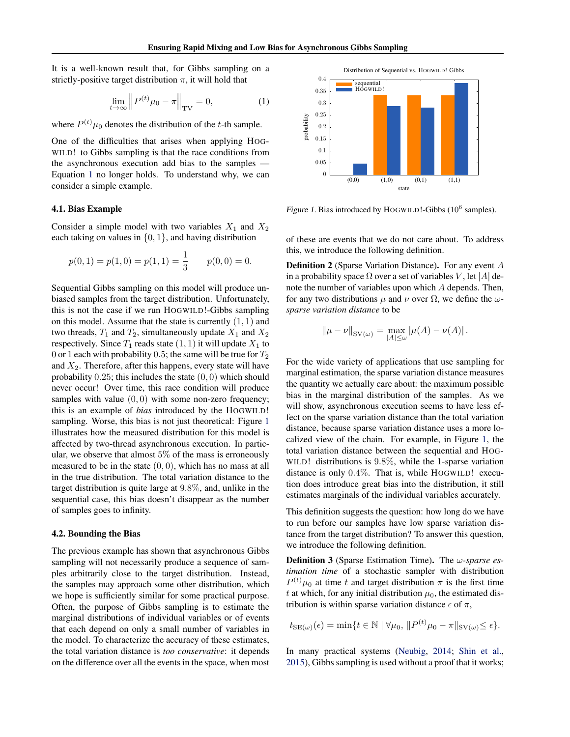It is a well-known result that, for Gibbs sampling on a strictly-positive target distribution $\pi$, it will hold that

$$\lim_{t \to \infty} \left\| P^{(t)} \mu_0 - \pi \right\|_{\text{TV}} = 0, \tag{1}$$

where $P^{(t)} \mu_0$ denotes the distribution of the $t$-th sample.

One of the difficulties that arises when applying HOGWILD! to Gibbs sampling is that the race conditions from the asynchronous execution add bias to the samples — Equation 1 no longer holds. To understand why, we can consider a simple example.

### 4.1. Bias Example

Consider a simple model with two variables $X_1$ and $X_2$ each taking on values in $\{0, 1\}$, and having distribution

$$p(0,1) = p(1,0) = p(1,1) = \frac{1}{3} \qquad p(0,0) = 0.$$

Sequential Gibbs sampling on this model will produce unbiased samples from the target distribution. Unfortunately, this is not the case if we run HOGWILD!-Gibbs sampling on this model. Assume that the state is currently $(1, 1)$ and two threads, $T_1$ and $T_2$, simultaneously update $X_1$ and $X_2$ respectively. Since $T_1$ reads state $(1, 1)$ it will update $X_1$ to $0$ or $1$ each with probability $0.5$; the same will be true for $T_2$ and $X_2$. Therefore, after this happens, every state will have probability $0.25$; this includes the state $(0, 0)$ which should never occur! Over time, this race condition will produce samples with value $(0, 0)$ with some non-zero frequency; this is an example of *bias* introduced by the HOGWILD! sampling. Worse, this bias is not just theoretical: Figure 1 illustrates how the measured distribution for this model is affected by two-thread asynchronous execution. In particular, we observe that almost $5\%$ of the mass is erroneously measured to be in the state $(0, 0)$, which has no mass at all in the true distribution. The total variation distance to the target distribution is quite large at $9.8\%$, and, unlike in the sequential case, this bias doesn't disappear as the number of samples goes to infinity.

Figure 1. Bias introduced by HOGWILD!-Gibbs ($10^6$ samples).

### 4.2. Bounding the Bias

The previous example has shown that asynchronous Gibbs sampling will not necessarily produce a sequence of samples arbitrarily close to the target distribution. Instead, the samples may approach some other distribution, which we hope is sufficiently similar for some practical purpose. Often, the purpose of Gibbs sampling is to estimate the marginal distributions of individual variables or of events that each depend on only a small number of variables in the model. To characterize the accuracy of these estimates, the total variation distance is *too conservative*: it depends on the difference over all the events in the space, when most of these are events that we do not care about. To address this, we introduce the following definition.

**Definition 2** (Sparse Variation Distance)**.** For any event $A$ in a probability space $\Omega$ over a set of variables $V$, let $|A|$ denote the number of variables upon which $A$ depends. Then, for any two distributions $\mu$ and $\nu$ over $\Omega$, we define the $\omega$-*sparse variation distance* to be

$$\|\mu - \nu\|_{\text{SV}(\omega)} = \max_{|A| \le \omega} |\mu(A) - \nu(A)| \, .$$

For the wide variety of applications that use sampling for marginal estimation, the sparse variation distance measures the quantity we actually care about: the maximum possible bias in the marginal distribution of the samples. As we will show, asynchronous execution seems to have less effect on the sparse variation distance than the total variation distance, because sparse variation distance uses a more localized view of the chain. For example, in Figure 1, the total variation distance between the sequential and HOGWILD! distributions is $9.8\%$, while the $1$-sparse variation distance is only $0.4\%$. That is, while HOGWILD! execution does introduce great bias into the distribution, it still estimates marginals of the individual variables accurately.

This definition suggests the question: how long do we have to run before our samples have low sparse variation distance from the target distribution? To answer this question, we introduce the following definition.

**Definition 3** (Sparse Estimation Time)**.** The $\omega$-*sparse estimation time* of a stochastic sampler with distribution $P^{(t)}\mu_0$ at time $t$ and target distribution $\pi$ is the first time $t$ at which, for any initial distribution $\mu_0$, the estimated distribution is within sparse variation distance $\epsilon$ of $\pi$,

$$t_{\text{SE}(\omega)}(\epsilon) = \min\{t \in \mathbb{N} \mid \forall \mu_0, \, \|P^{(t)}\mu_0 - \pi\|_{\text{SV}(\omega)} \le \epsilon\}.$$

In many practical systems (Neubig, 2014; Shin et al., 2015), Gibbs sampling is used without a proof that it works;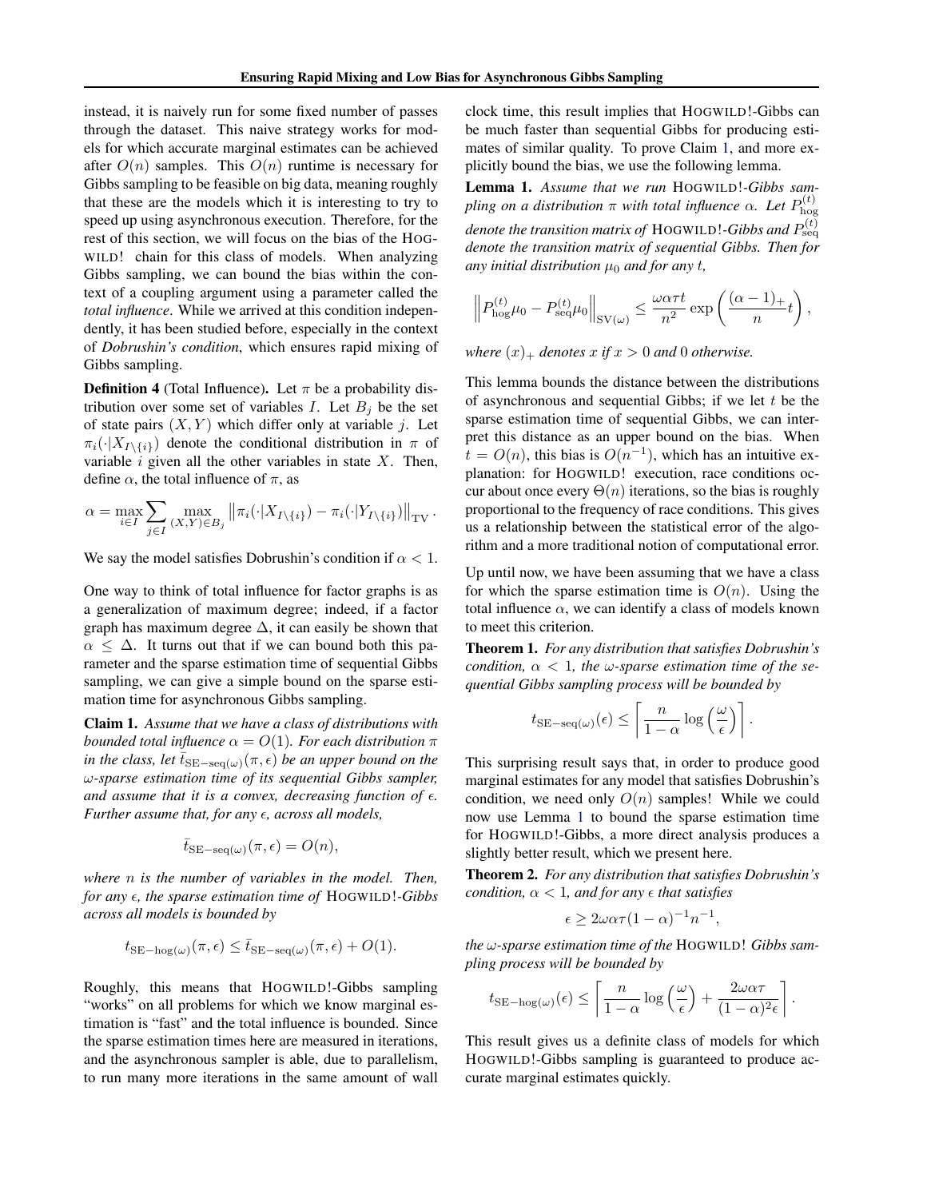instead, it is naively run for some fixed number of passes through the dataset. This naive strategy works for models for which accurate marginal estimates can be achieved after $O(n)$ samples. This $O(n)$ runtime is necessary for Gibbs sampling to be feasible on big data, meaning roughly that these are the models which it is interesting to try to speed up using asynchronous execution. Therefore, for the rest of this section, we will focus on the bias of the HOGWILD! chain for this class of models. When analyzing Gibbs sampling, we can bound the bias within the context of a coupling argument using a parameter called the *total influence*. While we arrived at this condition independently, it has been studied before, especially in the context of *Dobrushin's condition*, which ensures rapid mixing of Gibbs sampling.

**Definition 4** (Total Influence)**.** Let $\pi$ be a probability distribution over some set of variables $I$. Let $B_j$ be the set of state pairs $(X, Y)$ which differ only at variable $j$. Let $\pi_i(\cdot|X_{I\setminus\{i\}})$ denote the conditional distribution in $\pi$ of variable $i$ given all the other variables in state $X$. Then, define $\alpha$, the total influence of $\pi$, as

$$\alpha = \max_{i \in I} \sum_{j \in I} \max_{(X,Y) \in B_j} \left\| \pi_i(\cdot|X_{I\setminus\{i\}}) - \pi_i(\cdot|Y_{I\setminus\{i\}}) \right\|_{\mathrm{TV}}.$$

We say the model satisfies Dobrushin's condition if $\alpha < 1$.

One way to think of total influence for factor graphs is as a generalization of maximum degree; indeed, if a factor graph has maximum degree $\Delta$, it can easily be shown that $\alpha \leq \Delta$. It turns out that if we can bound both this parameter and the sparse estimation time of sequential Gibbs sampling, we can give a simple bound on the sparse estimation time for asynchronous Gibbs sampling.

**Claim 1.** *Assume that we have a class of distributions with bounded total influence $\alpha = O(1)$. For each distribution $\pi$ in the class, let $\bar{t}_{\mathrm{SE-seq}(\omega)}(\pi, \epsilon)$ be an upper bound on the $\omega$-sparse estimation time of its sequential Gibbs sampler, and assume that it is a convex, decreasing function of $\epsilon$. Further assume that, for any $\epsilon$, across all models,*

$$\bar{t}_{\mathrm{SE-seq}(\omega)}(\pi, \epsilon) = O(n),$$

*where $n$ is the number of variables in the model. Then, for any $\epsilon$, the sparse estimation time of HOGWILD!-Gibbs across all models is bounded by*

$$t_{\mathrm{SE-hog}(\omega)}(\pi, \epsilon) \leq \bar{t}_{\mathrm{SE-seq}(\omega)}(\pi, \epsilon) + O(1).$$

Roughly, this means that HOGWILD!-Gibbs sampling "works" on all problems for which we know marginal estimation is "fast" and the total influence is bounded. Since the sparse estimation times here are measured in iterations, and the asynchronous sampler is able, due to parallelism, to run many more iterations in the same amount of wall clock time, this result implies that HOGWILD!-Gibbs can be much faster than sequential Gibbs for producing estimates of similar quality. To prove Claim 1, and more explicitly bound the bias, we use the following lemma.

**Lemma 1.** *Assume that we run HOGWILD!-Gibbs sampling on a distribution $\pi$ with total influence $\alpha$. Let $P^{(t)}_{\mathrm{hog}}$ denote the transition matrix of HOGWILD!-Gibbs and $P^{(t)}_{\mathrm{seq}}$ denote the transition matrix of sequential Gibbs. Then for any initial distribution $\mu_0$ and for any $t$,*

$$\left\| P^{(t)}_{\mathrm{hog}} \mu_0 - P^{(t)}_{\mathrm{seq}} \mu_0 \right\|_{\mathrm{SV}(\omega)} \leq \frac{\omega \alpha \tau t}{n^2} \exp\left( \frac{(\alpha - 1)_+}{n} t \right),$$

*where $(x)_+$ denotes $x$ if $x > 0$ and $0$ otherwise.*

This lemma bounds the distance between the distributions of asynchronous and sequential Gibbs; if we let $t$ be the sparse estimation time of sequential Gibbs, we can interpret this distance as an upper bound on the bias. When $t = O(n)$, this bias is $O(n^{-1})$, which has an intuitive explanation: for HOGWILD! execution, race conditions occur about once every $\Theta(n)$ iterations, so the bias is roughly proportional to the frequency of race conditions. This gives us a relationship between the statistical error of the algorithm and a more traditional notion of computational error.

Up until now, we have been assuming that we have a class for which the sparse estimation time is $O(n)$. Using the total influence $\alpha$, we can identify a class of models known to meet this criterion.

**Theorem 1.** *For any distribution that satisfies Dobrushin's condition, $\alpha < 1$, the $\omega$-sparse estimation time of the sequential Gibbs sampling process will be bounded by*

$$t_{\mathrm{SE-seq}(\omega)}(\epsilon) \leq \left\lceil \frac{n}{1 - \alpha} \log\left( \frac{\omega}{\epsilon} \right) \right\rceil.$$

This surprising result says that, in order to produce good marginal estimates for any model that satisfies Dobrushin's condition, we need only $O(n)$ samples! While we could now use Lemma 1 to bound the sparse estimation time for HOGWILD!-Gibbs, a more direct analysis produces a slightly better result, which we present here.

**Theorem 2.** *For any distribution that satisfies Dobrushin's condition, $\alpha < 1$, and for any $\epsilon$ that satisfies*

$$\epsilon \geq 2\omega\alpha\tau(1 - \alpha)^{-1} n^{-1},$$

*the $\omega$-sparse estimation time of the HOGWILD! Gibbs sampling process will be bounded by*

$$t_{\mathrm{SE-hog}(\omega)}(\epsilon) \leq \left\lceil \frac{n}{1 - \alpha} \log\left( \frac{\omega}{\epsilon} \right) + \frac{2\omega\alpha\tau}{(1 - \alpha)^2 \epsilon} \right\rceil.$$

This result gives us a definite class of models for which HOGWILD!-Gibbs sampling is guaranteed to produce accurate marginal estimates quickly.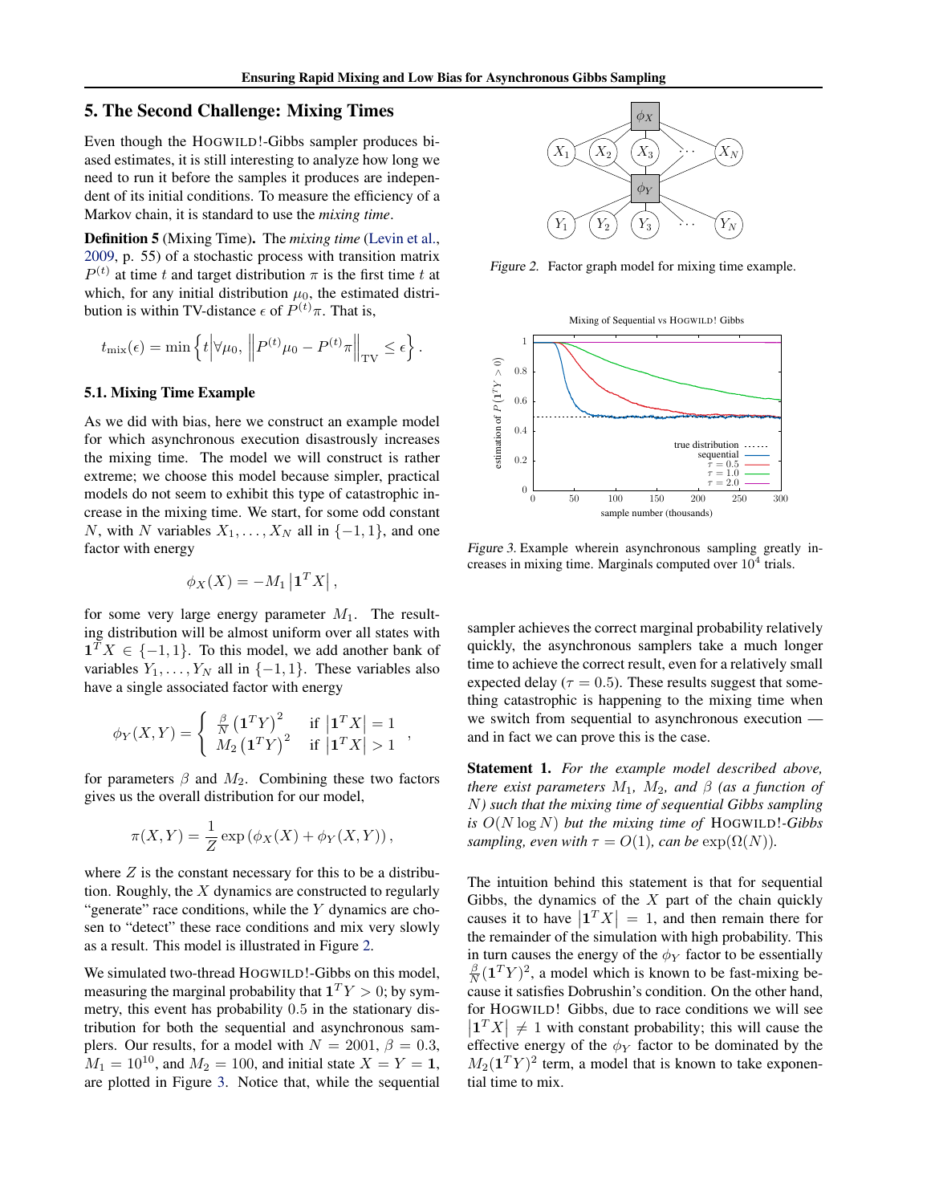## 5. The Second Challenge: Mixing Times

Even though the HOGWILD!-Gibbs sampler produces biased estimates, it is still interesting to analyze how long we need to run it before the samples it produces are independent of its initial conditions. To measure the efficiency of a Markov chain, it is standard to use the *mixing time*.

**Definition 5** (Mixing Time)**.** The *mixing time* (Levin et al., 2009, p. 55) of a stochastic process with transition matrix $P^{(t)}$ at time $t$ and target distribution $\pi$ is the first time $t$ at which, for any initial distribution $\mu_0$, the estimated distribution is within TV-distance $\epsilon$ of $P^{(t)}\pi$. That is,

$$t_{\text{mix}}(\epsilon) = \min \left\{ t \middle| \forall \mu_0, \left\| P^{(t)}\mu_0 - P^{(t)}\pi \right\|_{\text{TV}} \leq \epsilon \right\}.$$

### 5.1. Mixing Time Example

As we did with bias, here we construct an example model for which asynchronous execution disastrously increases the mixing time. The model we will construct is rather extreme; we choose this model because simpler, practical models do not seem to exhibit this type of catastrophic increase in the mixing time. We start, for some odd constant $N$, with $N$ variables $X_1, \ldots, X_N$ all in $\{-1, 1\}$, and one factor with energy

$$\phi_X(X) = -M_1 \left| \mathbf{1}^T X \right|,$$

for some very large energy parameter $M_1$. The resulting distribution will be almost uniform over all states with $\mathbf{1}^T X \in \{-1, 1\}$. To this model, we add another bank of variables $Y_1, \ldots, Y_N$ all in $\{-1, 1\}$. These variables also have a single associated factor with energy

$$\phi_Y(X, Y) = \begin{cases} \frac{\beta}{N} \left( \mathbf{1}^T Y \right)^2 & \text{if } \left| \mathbf{1}^T X \right| = 1 \\ M_2 \left( \mathbf{1}^T Y \right)^2 & \text{if } \left| \mathbf{1}^T X \right| > 1 \end{cases},$$

for parameters $\beta$ and $M_2$. Combining these two factors gives us the overall distribution for our model,

$$\pi(X, Y) = \frac{1}{Z} \exp\left( \phi_X(X) + \phi_Y(X, Y) \right),$$

where $Z$ is the constant necessary for this to be a distribution. Roughly, the $X$ dynamics are constructed to regularly "generate" race conditions, while the $Y$ dynamics are chosen to "detect" these race conditions and mix very slowly as a result. This model is illustrated in Figure 2.

*Figure 2.* Factor graph model for mixing time example.

We simulated two-thread HOGWILD!-Gibbs on this model, measuring the marginal probability that $\mathbf{1}^T Y > 0$; by symmetry, this event has probability 0.5 in the stationary distribution for both the sequential and asynchronous samplers. Our results, for a model with $N = 2001$, $\beta = 0.3$, $M_1 = 10^{10}$, and $M_2 = 100$, and initial state $X = Y = \mathbf{1}$, are plotted in Figure 3. Notice that, while the sequential sampler achieves the correct marginal probability relatively quickly, the asynchronous samplers take a much longer time to achieve the correct result, even for a relatively small expected delay ($\tau = 0.5$). These results suggest that something catastrophic is happening to the mixing time when we switch from sequential to asynchronous execution — and in fact we can prove this is the case.

*Figure 3.* Example wherein asynchronous sampling greatly increases in mixing time. Marginals computed over $10^4$ trials.

**Statement 1.** *For the example model described above, there exist parameters $M_1$, $M_2$, and $\beta$ (as a function of $N$) such that the mixing time of sequential Gibbs sampling is $O(N \log N)$ but the mixing time of* HOGWILD!*-Gibbs sampling, even with $\tau = O(1)$, can be $\exp(\Omega(N))$.*

The intuition behind this statement is that for sequential Gibbs, the dynamics of the $X$ part of the chain quickly causes it to have $\left| \mathbf{1}^T X \right| = 1$, and then remain there for the remainder of the simulation with high probability. This in turn causes the energy of the $\phi_Y$ factor to be essentially $\frac{\beta}{N} (\mathbf{1}^T Y)^2$, a model which is known to be fast-mixing because it satisfies Dobrushin's condition. On the other hand, for HOGWILD! Gibbs, due to race conditions we will see $\left| \mathbf{1}^T X \right| \neq 1$ with constant probability; this will cause the effective energy of the $\phi_Y$ factor to be dominated by the $M_2 (\mathbf{1}^T Y)^2$ term, a model that is known to take exponential time to mix.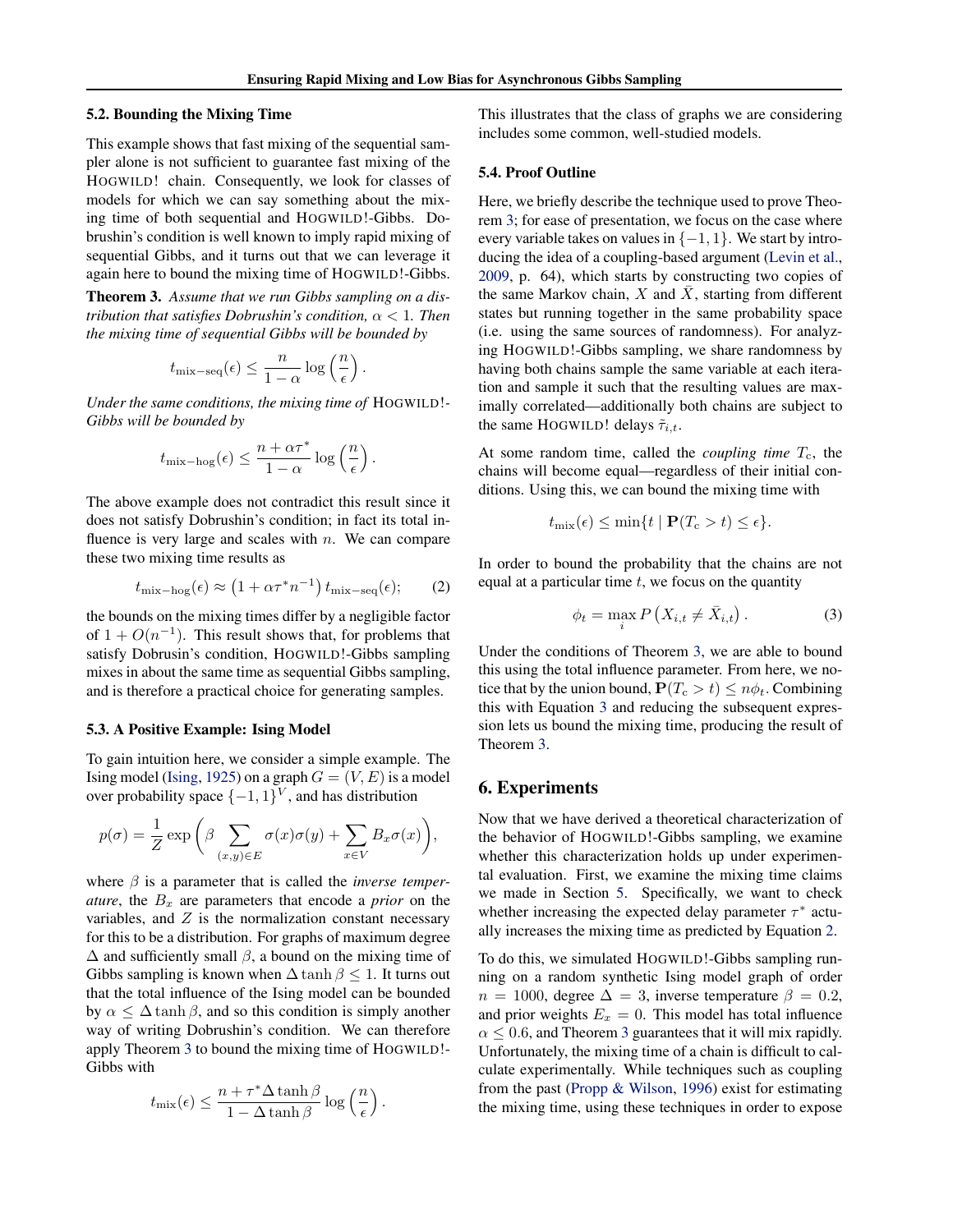### 5.2. Bounding the Mixing Time

This example shows that fast mixing of the sequential sampler alone is not sufficient to guarantee fast mixing of the HOGWILD! chain. Consequently, we look for classes of models for which we can say something about the mixing time of both sequential and HOGWILD!-Gibbs. Dobrushin's condition is well known to imply rapid mixing of sequential Gibbs, and it turns out that we can leverage it again here to bound the mixing time of HOGWILD!-Gibbs.

**Theorem 3.** *Assume that we run Gibbs sampling on a distribution that satisfies Dobrushin's condition, $\alpha < 1$. Then the mixing time of sequential Gibbs will be bounded by*

$$t_{\text{mix-seq}}(\epsilon) \leq \frac{n}{1-\alpha} \log\left(\frac{n}{\epsilon}\right).$$

*Under the same conditions, the mixing time of* HOGWILD!*-Gibbs will be bounded by*

$$t_{\text{mix-hog}}(\epsilon) \leq \frac{n + \alpha\tau^*}{1-\alpha} \log\left(\frac{n}{\epsilon}\right).$$

The above example does not contradict this result since it does not satisfy Dobrushin's condition; in fact its total influence is very large and scales with $n$. We can compare these two mixing time results as

$$t_{\text{mix-hog}}(\epsilon) \approx \left(1 + \alpha\tau^* n^{-1}\right) t_{\text{mix-seq}}(\epsilon); \qquad (2)$$

the bounds on the mixing times differ by a negligible factor of $1 + O(n^{-1})$. This result shows that, for problems that satisfy Dobrusin's condition, HOGWILD!-Gibbs sampling mixes in about the same time as sequential Gibbs sampling, and is therefore a practical choice for generating samples.

### 5.3. A Positive Example: Ising Model

To gain intuition here, we consider a simple example. The Ising model (Ising, 1925) on a graph $G = (V, E)$ is a model over probability space $\{-1, 1\}^V$, and has distribution

$$p(\sigma) = \frac{1}{Z} \exp\left(\beta \sum_{(x,y)\in E} \sigma(x)\sigma(y) + \sum_{x\in V} B_x \sigma(x)\right),$$

where $\beta$ is a parameter that is called the *inverse temperature*, the $B_x$ are parameters that encode a *prior* on the variables, and $Z$ is the normalization constant necessary for this to be a distribution. For graphs of maximum degree $\Delta$ and sufficiently small $\beta$, a bound on the mixing time of Gibbs sampling is known when $\Delta \tanh \beta \leq 1$. It turns out that the total influence of the Ising model can be bounded by $\alpha \leq \Delta \tanh \beta$, and so this condition is simply another way of writing Dobrushin's condition. We can therefore apply Theorem 3 to bound the mixing time of HOGWILD!-Gibbs with

$$t_{\text{mix}}(\epsilon) \leq \frac{n + \tau^* \Delta \tanh \beta}{1 - \Delta \tanh \beta} \log\left(\frac{n}{\epsilon}\right).$$

This illustrates that the class of graphs we are considering includes some common, well-studied models.

### 5.4. Proof Outline

Here, we briefly describe the technique used to prove Theorem 3; for ease of presentation, we focus on the case where every variable takes on values in $\{-1, 1\}$. We start by introducing the idea of a coupling-based argument (Levin et al., 2009, p. 64), which starts by constructing two copies of the same Markov chain, $X$ and $\bar{X}$, starting from different states but running together in the same probability space (i.e. using the same sources of randomness). For analyzing HOGWILD!-Gibbs sampling, we share randomness by having both chains sample the same variable at each iteration and sample it such that the resulting values are maximally correlated—additionally both chains are subject to the same HOGWILD! delays $\tilde{\tau}_{i,t}$.

At some random time, called the *coupling time* $T_c$, the chains will become equal—regardless of their initial conditions. Using this, we can bound the mixing time with

$$t_{\text{mix}}(\epsilon) \leq \min\{t \mid \mathbf{P}(T_c > t) \leq \epsilon\}.$$

In order to bound the probability that the chains are not equal at a particular time $t$, we focus on the quantity

$$\phi_t = \max_i P\left(X_{i,t} \neq \bar{X}_{i,t}\right). \qquad (3)$$

Under the conditions of Theorem 3, we are able to bound this using the total influence parameter. From here, we notice that by the union bound, $\mathbf{P}(T_c > t) \leq n\phi_t$. Combining this with Equation 3 and reducing the subsequent expression lets us bound the mixing time, producing the result of Theorem 3.

## 6. Experiments

Now that we have derived a theoretical characterization of the behavior of HOGWILD!-Gibbs sampling, we examine whether this characterization holds up under experimental evaluation. First, we examine the mixing time claims we made in Section 5. Specifically, we want to check whether increasing the expected delay parameter $\tau^*$ actually increases the mixing time as predicted by Equation 2.

To do this, we simulated HOGWILD!-Gibbs sampling running on a random synthetic Ising model graph of order $n = 1000$, degree $\Delta = 3$, inverse temperature $\beta = 0.2$, and prior weights $E_x = 0$. This model has total influence $\alpha \leq 0.6$, and Theorem 3 guarantees that it will mix rapidly. Unfortunately, the mixing time of a chain is difficult to calculate experimentally. While techniques such as coupling from the past (Propp & Wilson, 1996) exist for estimating the mixing time, using these techniques in order to expose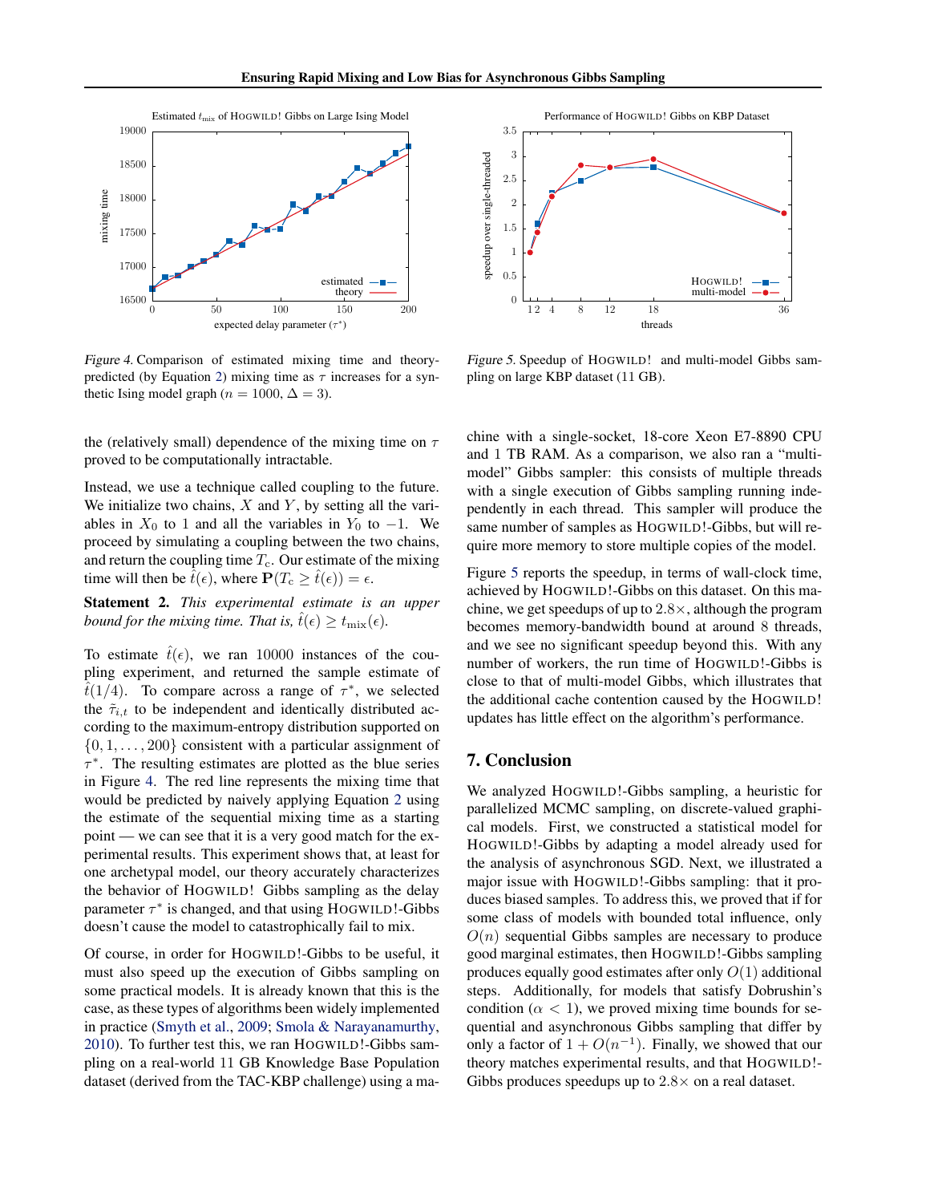Figure 4. Comparison of estimated mixing time and theory-predicted (by Equation 2) mixing time as $\tau$ increases for a synthetic Ising model graph ($n = 1000$, $\Delta = 3$).

Figure 5. Speedup of HOGWILD! and multi-model Gibbs sampling on large KBP dataset (11 GB).

the (relatively small) dependence of the mixing time on $\tau$ proved to be computationally intractable.

Instead, we use a technique called coupling to the future. We initialize two chains, $X$ and $Y$, by setting all the variables in $X_0$ to $1$ and all the variables in $Y_0$ to $-1$. We proceed by simulating a coupling between the two chains, and return the coupling time $T_c$. Our estimate of the mixing time will then be $\hat{t}(\epsilon)$, where $\mathbf{P}(T_c \geq \hat{t}(\epsilon)) = \epsilon$.

**Statement 2.** *This experimental estimate is an upper bound for the mixing time. That is,* $\hat{t}(\epsilon) \geq t_{\text{mix}}(\epsilon)$.

To estimate $\hat{t}(\epsilon)$, we ran 10000 instances of the coupling experiment, and returned the sample estimate of $\hat{t}(1/4)$. To compare across a range of $\tau^*$, we selected the $\tilde{\tau}_{i,t}$ to be independent and identically distributed according to the maximum-entropy distribution supported on $\{0, 1, \ldots, 200\}$ consistent with a particular assignment of $\tau^*$. The resulting estimates are plotted as the blue series in Figure 4. The red line represents the mixing time that would be predicted by naively applying Equation 2 using the estimate of the sequential mixing time as a starting point — we can see that it is a very good match for the experimental results. This experiment shows that, at least for one archetypal model, our theory accurately characterizes the behavior of HOGWILD! Gibbs sampling as the delay parameter $\tau^*$ is changed, and that using HOGWILD!-Gibbs doesn't cause the model to catastrophically fail to mix.

Of course, in order for HOGWILD!-Gibbs to be useful, it must also speed up the execution of Gibbs sampling on some practical models. It is already known that this is the case, as these types of algorithms been widely implemented in practice (Smyth et al., 2009; Smola & Narayanamurthy, 2010). To further test this, we ran HOGWILD!-Gibbs sampling on a real-world 11 GB Knowledge Base Population dataset (derived from the TAC-KBP challenge) using a machine with a single-socket, 18-core Xeon E7-8890 CPU and 1 TB RAM. As a comparison, we also ran a "multi-model" Gibbs sampler: this consists of multiple threads with a single execution of Gibbs sampling running independently in each thread. This sampler will produce the same number of samples as HOGWILD!-Gibbs, but will require more memory to store multiple copies of the model.

Figure 5 reports the speedup, in terms of wall-clock time, achieved by HOGWILD!-Gibbs on this dataset. On this machine, we get speedups of up to $2.8\times$, although the program becomes memory-bandwidth bound at around 8 threads, and we see no significant speedup beyond this. With any number of workers, the run time of HOGWILD!-Gibbs is close to that of multi-model Gibbs, which illustrates that the additional cache contention caused by the HOGWILD! updates has little effect on the algorithm's performance.

## 7. Conclusion

We analyzed HOGWILD!-Gibbs sampling, a heuristic for parallelized MCMC sampling, on discrete-valued graphical models. First, we constructed a statistical model for HOGWILD!-Gibbs by adapting a model already used for the analysis of asynchronous SGD. Next, we illustrated a major issue with HOGWILD!-Gibbs sampling: that it produces biased samples. To address this, we proved that if for some class of models with bounded total influence, only $O(n)$ sequential Gibbs samples are necessary to produce good marginal estimates, then HOGWILD!-Gibbs sampling produces equally good estimates after only $O(1)$ additional steps. Additionally, for models that satisfy Dobrushin's condition ($\alpha < 1$), we proved mixing time bounds for sequential and asynchronous Gibbs sampling that differ by only a factor of $1 + O(n^{-1})$. Finally, we showed that our theory matches experimental results, and that HOGWILD!-Gibbs produces speedups up to $2.8\times$ on a real dataset.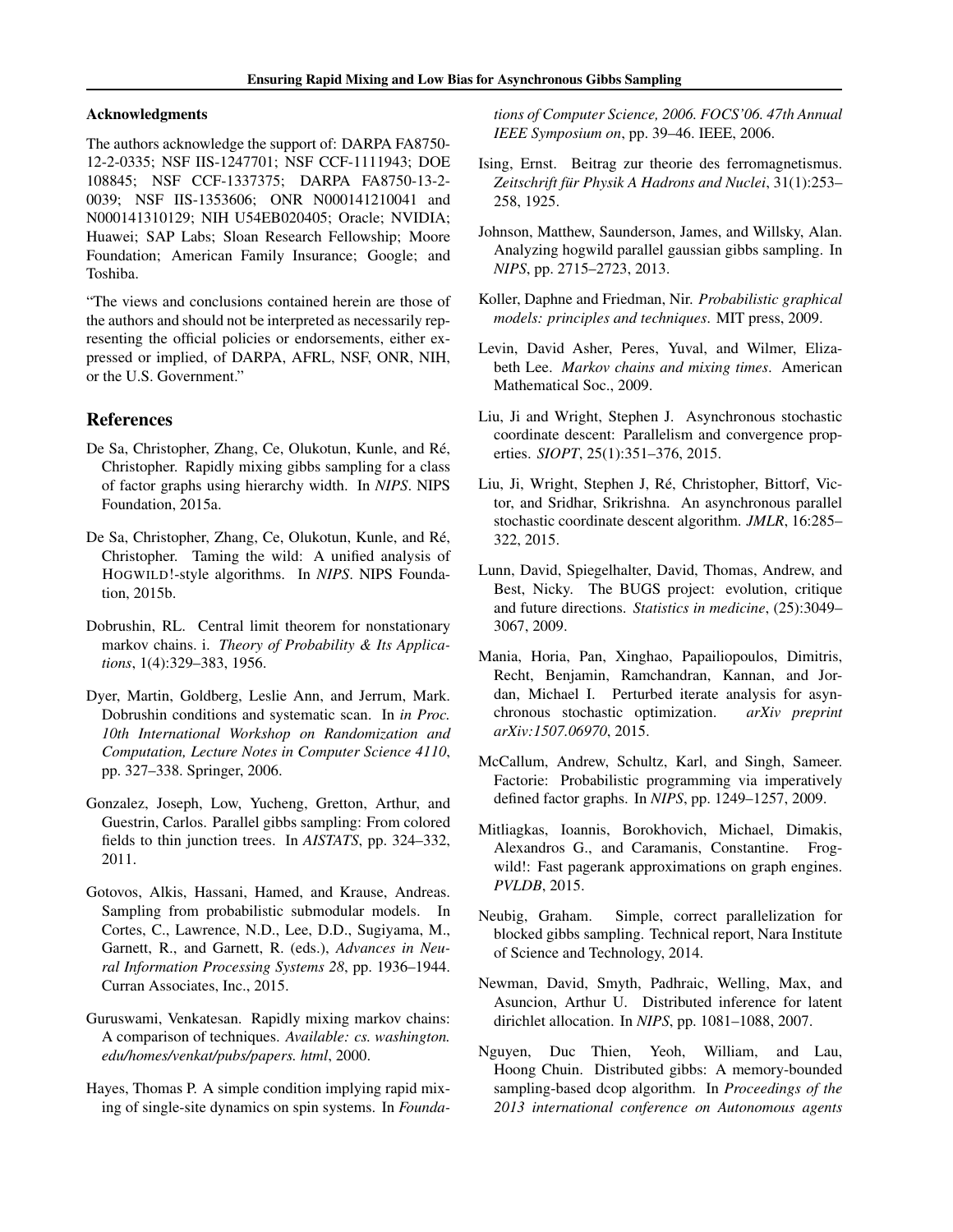### Acknowledgments

The authors acknowledge the support of: DARPA FA8750-12-2-0335; NSF IIS-1247701; NSF CCF-1111943; DOE 108845; NSF CCF-1337375; DARPA FA8750-13-2-0039; NSF IIS-1353606; ONR N000141210041 and N000141310129; NIH U54EB020405; Oracle; NVIDIA; Huawei; SAP Labs; Sloan Research Fellowship; Moore Foundation; American Family Insurance; Google; and Toshiba.

"The views and conclusions contained herein are those of the authors and should not be interpreted as necessarily representing the official policies or endorsements, either expressed or implied, of DARPA, AFRL, NSF, ONR, NIH, or the U.S. Government."

## References

De Sa, Christopher, Zhang, Ce, Olukotun, Kunle, and Ré, Christopher. Rapidly mixing gibbs sampling for a class of factor graphs using hierarchy width. In *NIPS*. NIPS Foundation, 2015a.

De Sa, Christopher, Zhang, Ce, Olukotun, Kunle, and Ré, Christopher. Taming the wild: A unified analysis of HOGWILD!-style algorithms. In *NIPS*. NIPS Foundation, 2015b.

Dobrushin, RL. Central limit theorem for nonstationary markov chains. i. *Theory of Probability & Its Applications*, 1(4):329–383, 1956.

Dyer, Martin, Goldberg, Leslie Ann, and Jerrum, Mark. Dobrushin conditions and systematic scan. In *in Proc. 10th International Workshop on Randomization and Computation, Lecture Notes in Computer Science 4110*, pp. 327–338. Springer, 2006.

Gonzalez, Joseph, Low, Yucheng, Gretton, Arthur, and Guestrin, Carlos. Parallel gibbs sampling: From colored fields to thin junction trees. In *AISTATS*, pp. 324–332, 2011.

Gotovos, Alkis, Hassani, Hamed, and Krause, Andreas. Sampling from probabilistic submodular models. In Cortes, C., Lawrence, N.D., Lee, D.D., Sugiyama, M., Garnett, R., and Garnett, R. (eds.), *Advances in Neural Information Processing Systems 28*, pp. 1936–1944. Curran Associates, Inc., 2015.

Guruswami, Venkatesan. Rapidly mixing markov chains: A comparison of techniques. *Available: cs. washington. edu/homes/venkat/pubs/papers. html*, 2000.

Hayes, Thomas P. A simple condition implying rapid mixing of single-site dynamics on spin systems. In *Foundations of Computer Science, 2006. FOCS'06. 47th Annual IEEE Symposium on*, pp. 39–46. IEEE, 2006.

Ising, Ernst. Beitrag zur theorie des ferromagnetismus. *Zeitschrift für Physik A Hadrons and Nuclei*, 31(1):253–258, 1925.

Johnson, Matthew, Saunderson, James, and Willsky, Alan. Analyzing hogwild parallel gaussian gibbs sampling. In *NIPS*, pp. 2715–2723, 2013.

Koller, Daphne and Friedman, Nir. *Probabilistic graphical models: principles and techniques*. MIT press, 2009.

Levin, David Asher, Peres, Yuval, and Wilmer, Elizabeth Lee. *Markov chains and mixing times*. American Mathematical Soc., 2009.

Liu, Ji and Wright, Stephen J. Asynchronous stochastic coordinate descent: Parallelism and convergence properties. *SIOPT*, 25(1):351–376, 2015.

Liu, Ji, Wright, Stephen J, Ré, Christopher, Bittorf, Victor, and Sridhar, Srikrishna. An asynchronous parallel stochastic coordinate descent algorithm. *JMLR*, 16:285–322, 2015.

Lunn, David, Spiegelhalter, David, Thomas, Andrew, and Best, Nicky. The BUGS project: evolution, critique and future directions. *Statistics in medicine*, (25):3049–3067, 2009.

Mania, Horia, Pan, Xinghao, Papailiopoulos, Dimitris, Recht, Benjamin, Ramchandran, Kannan, and Jordan, Michael I. Perturbed iterate analysis for asynchronous stochastic optimization. *arXiv preprint arXiv:1507.06970*, 2015.

McCallum, Andrew, Schultz, Karl, and Singh, Sameer. Factorie: Probabilistic programming via imperatively defined factor graphs. In *NIPS*, pp. 1249–1257, 2009.

Mitliagkas, Ioannis, Borokhovich, Michael, Dimakis, Alexandros G., and Caramanis, Constantine. Frogwild!: Fast pagerank approximations on graph engines. *PVLDB*, 2015.

Neubig, Graham. Simple, correct parallelization for blocked gibbs sampling. Technical report, Nara Institute of Science and Technology, 2014.

Newman, David, Smyth, Padhraic, Welling, Max, and Asuncion, Arthur U. Distributed inference for latent dirichlet allocation. In *NIPS*, pp. 1081–1088, 2007.

Nguyen, Duc Thien, Yeoh, William, and Lau, Hoong Chuin. Distributed gibbs: A memory-bounded sampling-based dcop algorithm. In *Proceedings of the 2013 international conference on Autonomous agents*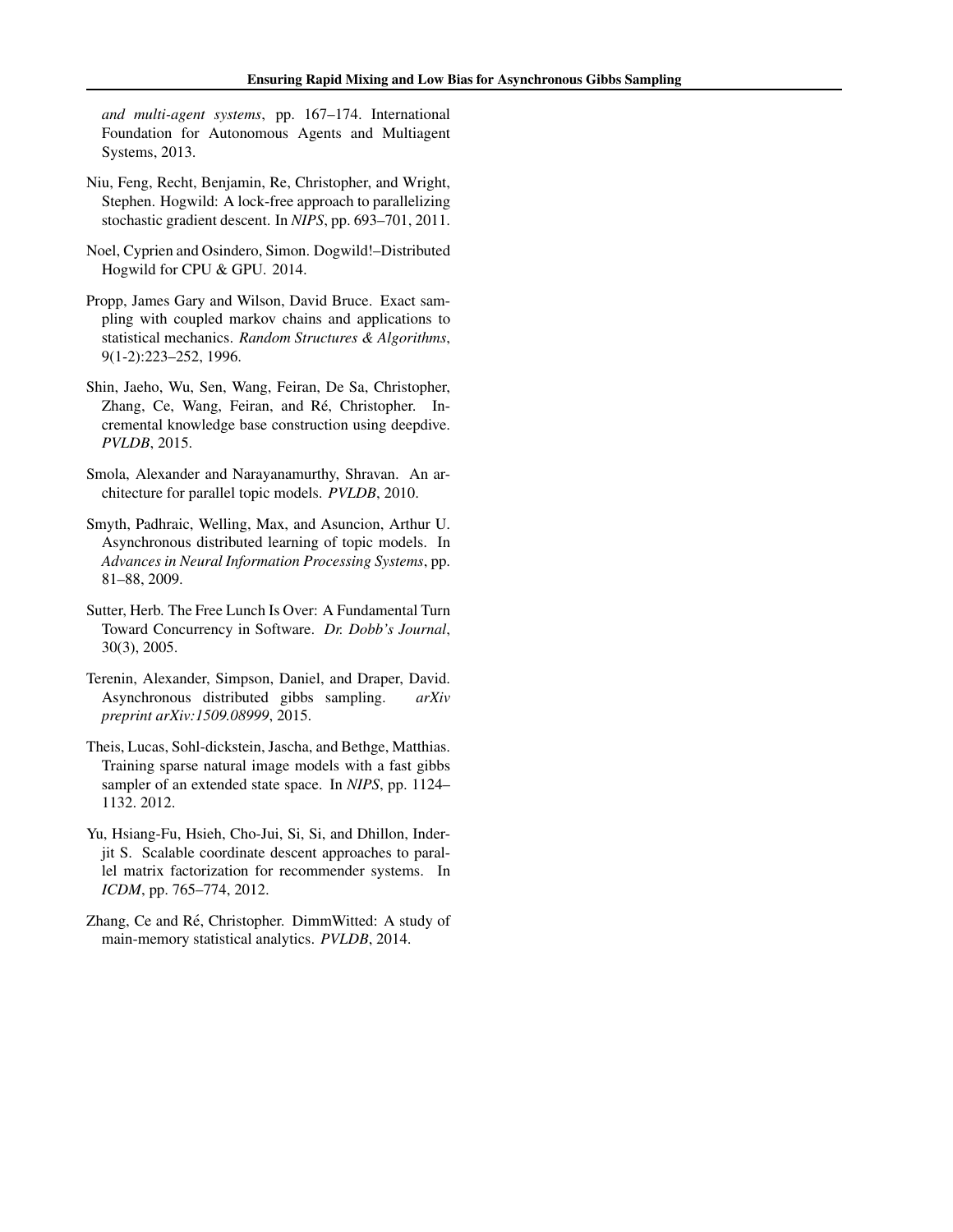*and multi-agent systems*, pp. 167–174. International Foundation for Autonomous Agents and Multiagent Systems, 2013.

Niu, Feng, Recht, Benjamin, Re, Christopher, and Wright, Stephen. Hogwild: A lock-free approach to parallelizing stochastic gradient descent. In *NIPS*, pp. 693–701, 2011.

Noel, Cyprien and Osindero, Simon. Dogwild!–Distributed Hogwild for CPU & GPU. 2014.

Propp, James Gary and Wilson, David Bruce. Exact sampling with coupled markov chains and applications to statistical mechanics. *Random Structures & Algorithms*, 9(1-2):223–252, 1996.

Shin, Jaeho, Wu, Sen, Wang, Feiran, De Sa, Christopher, Zhang, Ce, Wang, Feiran, and Ré, Christopher. Incremental knowledge base construction using deepdive. *PVLDB*, 2015.

Smola, Alexander and Narayanamurthy, Shravan. An architecture for parallel topic models. *PVLDB*, 2010.

Smyth, Padhraic, Welling, Max, and Asuncion, Arthur U. Asynchronous distributed learning of topic models. In *Advances in Neural Information Processing Systems*, pp. 81–88, 2009.

Sutter, Herb. The Free Lunch Is Over: A Fundamental Turn Toward Concurrency in Software. *Dr. Dobb's Journal*, 30(3), 2005.

Terenin, Alexander, Simpson, Daniel, and Draper, David. Asynchronous distributed gibbs sampling. *arXiv preprint arXiv:1509.08999*, 2015.

Theis, Lucas, Sohl-dickstein, Jascha, and Bethge, Matthias. Training sparse natural image models with a fast gibbs sampler of an extended state space. In *NIPS*, pp. 1124–1132. 2012.

Yu, Hsiang-Fu, Hsieh, Cho-Jui, Si, Si, and Dhillon, Inderjit S. Scalable coordinate descent approaches to parallel matrix factorization for recommender systems. In *ICDM*, pp. 765–774, 2012.

Zhang, Ce and Ré, Christopher. DimmWitted: A study of main-memory statistical analytics. *PVLDB*, 2014.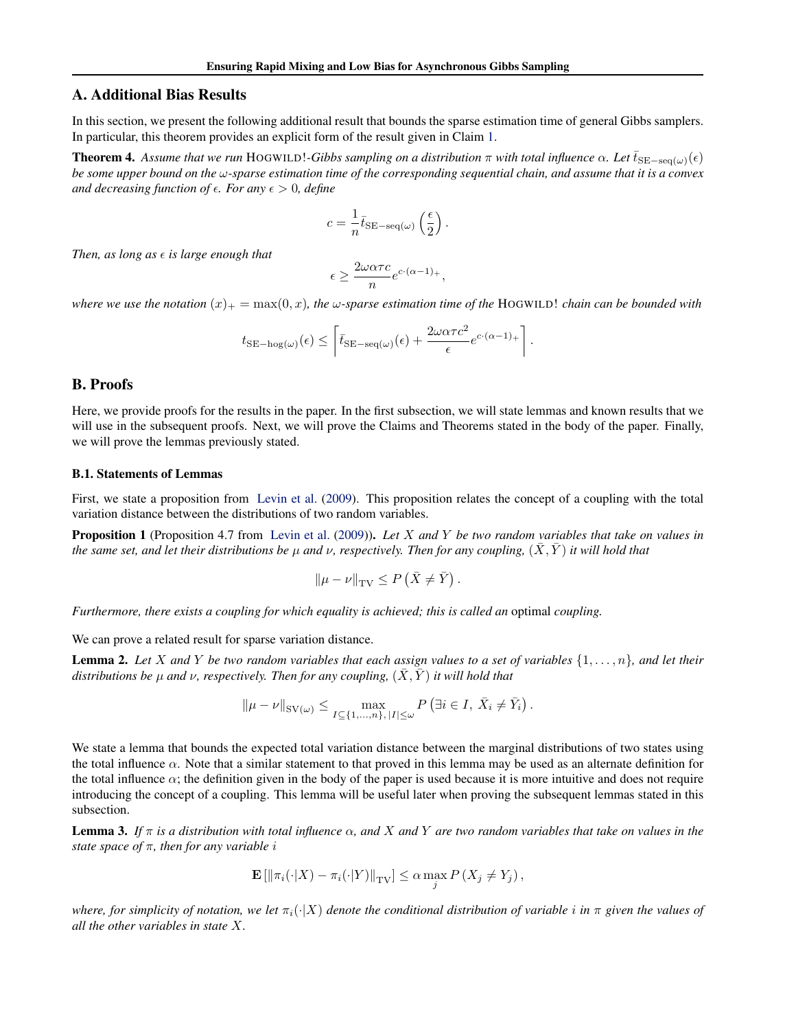## A. Additional Bias Results

In this section, we present the following additional result that bounds the sparse estimation time of general Gibbs samplers. In particular, this theorem provides an explicit form of the result given in Claim 1.

**Theorem 4.** *Assume that we run* HOGWILD!*-Gibbs sampling on a distribution $\pi$ with total influence $\alpha$. Let $\bar{t}_{\mathrm{SE-seq}(\omega)}(\epsilon)$ be some upper bound on the $\omega$-sparse estimation time of the corresponding sequential chain, and assume that it is a convex and decreasing function of $\epsilon$. For any $\epsilon > 0$, define*

$$c = \frac{1}{n} \bar{t}_{\mathrm{SE-seq}(\omega)} \left( \frac{\epsilon}{2} \right).$$

*Then, as long as $\epsilon$ is large enough that*

$$\epsilon \geq \frac{2 \omega \alpha \tau c}{n} e^{c \cdot (\alpha - 1)_+},$$

*where we use the notation $(x)_+ = \max(0, x)$, the $\omega$-sparse estimation time of the* HOGWILD! *chain can be bounded with*

$$t_{\mathrm{SE-hog}(\omega)}(\epsilon) \leq \left\lceil \bar{t}_{\mathrm{SE-seq}(\omega)}(\epsilon) + \frac{2 \omega \alpha \tau c^2}{\epsilon} e^{c \cdot (\alpha - 1)_+} \right\rceil.$$

## B. Proofs

Here, we provide proofs for the results in the paper. In the first subsection, we will state lemmas and known results that we will use in the subsequent proofs. Next, we will prove the Claims and Theorems stated in the body of the paper. Finally, we will prove the lemmas previously stated.

### B.1. Statements of Lemmas

First, we state a proposition from Levin et al. (2009). This proposition relates the concept of a coupling with the total variation distance between the distributions of two random variables.

**Proposition 1** (Proposition 4.7 from Levin et al. (2009))**.** *Let $X$ and $Y$ be two random variables that take on values in the same set, and let their distributions be $\mu$ and $\nu$, respectively. Then for any coupling, $(\bar{X}, \bar{Y})$ it will hold that*

$$\| \mu - \nu \|_{\mathrm{TV}} \leq P\left( \bar{X} \neq \bar{Y} \right).$$

*Furthermore, there exists a coupling for which equality is achieved; this is called an* optimal *coupling.*

We can prove a related result for sparse variation distance.

**Lemma 2.** *Let $X$ and $Y$ be two random variables that each assign values to a set of variables $\{1, \ldots, n\}$, and let their distributions be $\mu$ and $\nu$, respectively. Then for any coupling, $(\bar{X}, \bar{Y})$ it will hold that*

$$\| \mu - \nu \|_{\mathrm{SV}(\omega)} \leq \max_{I \subseteq \{1, \ldots, n\}, |I| \leq \omega} P\left( \exists i \in I,\ \bar{X}_i \neq \bar{Y}_i \right).$$

We state a lemma that bounds the expected total variation distance between the marginal distributions of two states using the total influence $\alpha$. Note that a similar statement to that proved in this lemma may be used as an alternate definition for the total influence $\alpha$; the definition given in the body of the paper is used because it is more intuitive and does not require introducing the concept of a coupling. This lemma will be useful later when proving the subsequent lemmas stated in this subsection.

**Lemma 3.** *If $\pi$ is a distribution with total influence $\alpha$, and $X$ and $Y$ are two random variables that take on values in the state space of $\pi$, then for any variable $i$*

$$\mathbf{E}\left[ \| \pi_i(\cdot | X) - \pi_i(\cdot | Y) \|_{\mathrm{TV}} \right] \leq \alpha \max_j P\left( X_j \neq Y_j \right),$$

*where, for simplicity of notation, we let $\pi_i(\cdot|X)$ denote the conditional distribution of variable $i$ in $\pi$ given the values of all the other variables in state $X$.*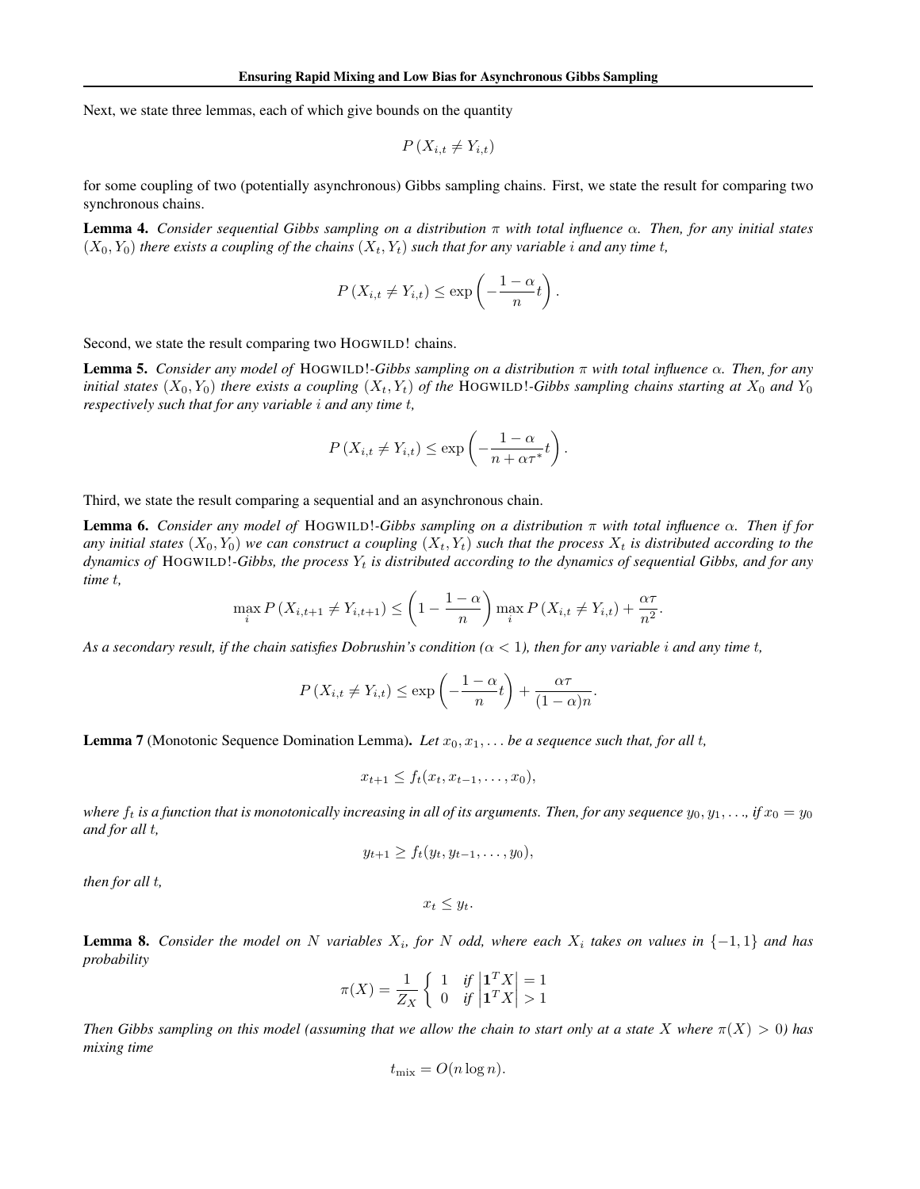Next, we state three lemmas, each of which give bounds on the quantity

$$P\left(X_{i,t} \neq Y_{i,t}\right)$$

for some coupling of two (potentially asynchronous) Gibbs sampling chains. First, we state the result for comparing two synchronous chains.

**Lemma 4.** *Consider sequential Gibbs sampling on a distribution $\pi$ with total influence $\alpha$. Then, for any initial states $(X_0, Y_0)$ there exists a coupling of the chains $(X_t, Y_t)$ such that for any variable $i$ and any time $t$,*

$$P\left(X_{i,t} \neq Y_{i,t}\right) \leq \exp\left(-\frac{1-\alpha}{n}t\right).$$

Second, we state the result comparing two HOGWILD! chains.

**Lemma 5.** *Consider any model of* HOGWILD!*-Gibbs sampling on a distribution $\pi$ with total influence $\alpha$. Then, for any initial states $(X_0, Y_0)$ there exists a coupling $(X_t, Y_t)$ of the* HOGWILD!*-Gibbs sampling chains starting at $X_0$ and $Y_0$ respectively such that for any variable $i$ and any time $t$,*

$$P\left(X_{i,t} \neq Y_{i,t}\right) \leq \exp\left(-\frac{1-\alpha}{n+\alpha\tau^*}t\right).$$

Third, we state the result comparing a sequential and an asynchronous chain.

**Lemma 6.** *Consider any model of* HOGWILD!*-Gibbs sampling on a distribution $\pi$ with total influence $\alpha$. Then if for any initial states $(X_0, Y_0)$ we can construct a coupling $(X_t, Y_t)$ such that the process $X_t$ is distributed according to the dynamics of* HOGWILD!*-Gibbs, the process $Y_t$ is distributed according to the dynamics of sequential Gibbs, and for any time $t$,*

$$\max_i P\left(X_{i,t+1} \neq Y_{i,t+1}\right) \leq \left(1 - \frac{1-\alpha}{n}\right) \max_i P\left(X_{i,t} \neq Y_{i,t}\right) + \frac{\alpha\tau}{n^2}.$$

*As a secondary result, if the chain satisfies Dobrushin's condition ($\alpha < 1$), then for any variable $i$ and any time $t$,*

$$P\left(X_{i,t} \neq Y_{i,t}\right) \leq \exp\left(-\frac{1-\alpha}{n}t\right) + \frac{\alpha\tau}{(1-\alpha)n}.$$

**Lemma 7** (Monotonic Sequence Domination Lemma)**.** *Let $x_0, x_1, \ldots$ be a sequence such that, for all $t$,*

$$x_{t+1} \leq f_t(x_t, x_{t-1}, \ldots, x_0),$$

*where $f_t$ is a function that is monotonically increasing in all of its arguments. Then, for any sequence $y_0, y_1, \ldots$, if $x_0 = y_0$ and for all $t$,*

$$y_{t+1} \geq f_t(y_t, y_{t-1}, \ldots, y_0),$$

*then for all $t$,*

$$x_t \leq y_t.$$

**Lemma 8.** *Consider the model on $N$ variables $X_i$, for $N$ odd, where each $X_i$ takes on values in $\{-1, 1\}$ and has probability*

$$\pi(X) = \frac{1}{Z_X}\left\{\begin{array}{ll} 1 & \text{if } \left|\mathbf{1}^T X\right| = 1 \\ 0 & \text{if } \left|\mathbf{1}^T X\right| > 1 \end{array}\right.$$

*Then Gibbs sampling on this model (assuming that we allow the chain to start only at a state $X$ where $\pi(X) > 0$) has mixing time*

$$t_{\text{mix}} = O(n \log n).$$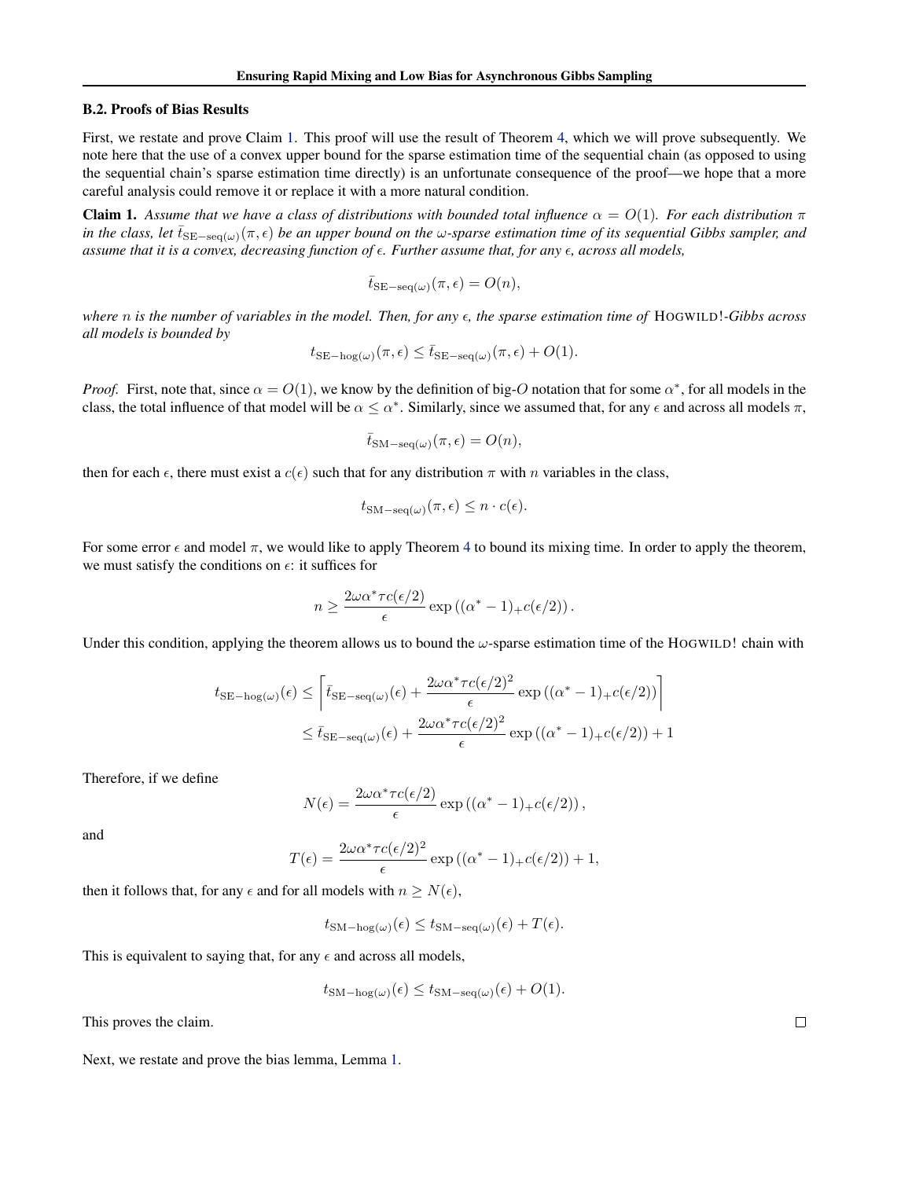### B.2. Proofs of Bias Results

First, we restate and prove Claim 1. This proof will use the result of Theorem 4, which we will prove subsequently. We note here that the use of a convex upper bound for the sparse estimation time of the sequential chain (as opposed to using the sequential chain's sparse estimation time directly) is an unfortunate consequence of the proof—we hope that a more careful analysis could remove it or replace it with a more natural condition.

**Claim 1.** *Assume that we have a class of distributions with bounded total influence $\alpha = O(1)$. For each distribution $\pi$ in the class, let $\bar{t}_{\text{SE-seq}(\omega)}(\pi, \epsilon)$ be an upper bound on the $\omega$-sparse estimation time of its sequential Gibbs sampler, and assume that it is a convex, decreasing function of $\epsilon$. Further assume that, for any $\epsilon$, across all models,*

$$\bar{t}_{\text{SE-seq}(\omega)}(\pi, \epsilon) = O(n),$$

*where $n$ is the number of variables in the model. Then, for any $\epsilon$, the sparse estimation time of* HOGWILD!*-Gibbs across all models is bounded by*

$$t_{\text{SE-hog}(\omega)}(\pi, \epsilon) \leq \bar{t}_{\text{SE-seq}(\omega)}(\pi, \epsilon) + O(1).$$

*Proof.* First, note that, since $\alpha = O(1)$, we know by the definition of big-$O$ notation that for some $\alpha^*$, for all models in the class, the total influence of that model will be $\alpha \leq \alpha^*$. Similarly, since we assumed that, for any $\epsilon$ and across all models $\pi$,

$$\bar{t}_{\text{SM-seq}(\omega)}(\pi, \epsilon) = O(n),$$

then for each $\epsilon$, there must exist a $c(\epsilon)$ such that for any distribution $\pi$ with $n$ variables in the class,

$$t_{\text{SM-seq}(\omega)}(\pi, \epsilon) \leq n \cdot c(\epsilon).$$

For some error $\epsilon$ and model $\pi$, we would like to apply Theorem 4 to bound its mixing time. In order to apply the theorem, we must satisfy the conditions on $\epsilon$: it suffices for

$$n \geq \frac{2\omega\alpha^*\tau c(\epsilon/2)}{\epsilon} \exp\left((\alpha^* - 1)_+ c(\epsilon/2)\right).$$

Under this condition, applying the theorem allows us to bound the $\omega$-sparse estimation time of the HOGWILD! chain with

$$\begin{aligned}
t_{\text{SE-hog}(\omega)}(\epsilon) &\leq \left\lceil \bar{t}_{\text{SE-seq}(\omega)}(\epsilon) + \frac{2\omega\alpha^*\tau c(\epsilon/2)^2}{\epsilon} \exp\left((\alpha^* - 1)_+ c(\epsilon/2)\right) \right\rceil \\
&\leq \bar{t}_{\text{SE-seq}(\omega)}(\epsilon) + \frac{2\omega\alpha^*\tau c(\epsilon/2)^2}{\epsilon} \exp\left((\alpha^* - 1)_+ c(\epsilon/2)\right) + 1
\end{aligned}$$

Therefore, if we define

$$N(\epsilon) = \frac{2\omega\alpha^*\tau c(\epsilon/2)}{\epsilon} \exp\left((\alpha^* - 1)_+ c(\epsilon/2)\right),$$

and

$$T(\epsilon) = \frac{2\omega\alpha^*\tau c(\epsilon/2)^2}{\epsilon} \exp\left((\alpha^* - 1)_+ c(\epsilon/2)\right) + 1,$$

then it follows that, for any $\epsilon$ and for all models with $n \geq N(\epsilon)$,

$$t_{\text{SM-hog}(\omega)}(\epsilon) \leq t_{\text{SM-seq}(\omega)}(\epsilon) + T(\epsilon).$$

This is equivalent to saying that, for any $\epsilon$ and across all models,

$$t_{\text{SM-hog}(\omega)}(\epsilon) \leq t_{\text{SM-seq}(\omega)}(\epsilon) + O(1).$$

This proves the claim. □

Next, we restate and prove the bias lemma, Lemma 1.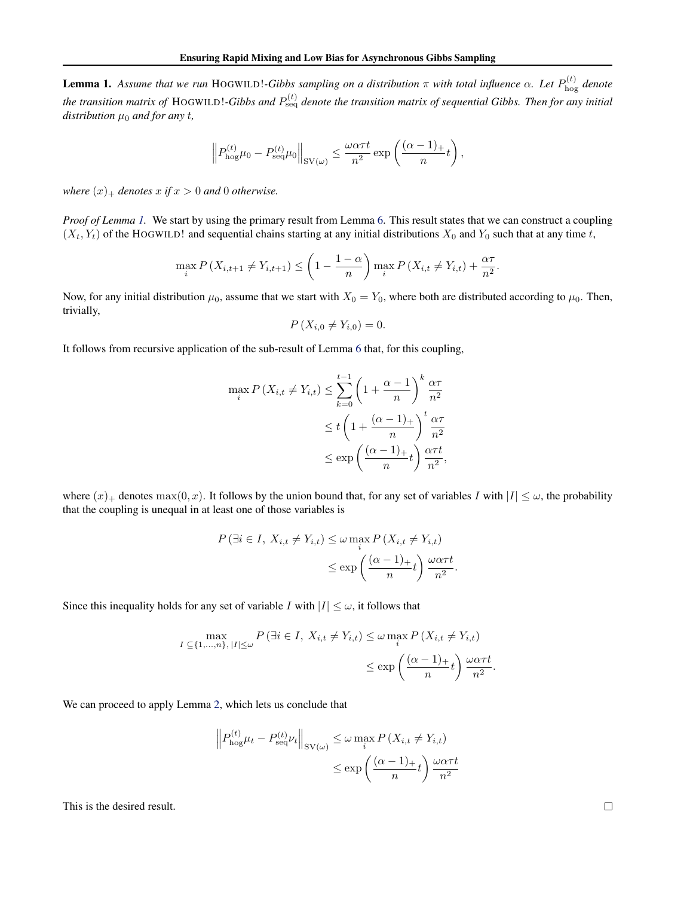**Lemma 1.** *Assume that we run* HOGWILD!*-Gibbs sampling on a distribution $\pi$ with total influence $\alpha$. Let $P^{(t)}_{\text{hog}}$ denote the transition matrix of* HOGWILD!*-Gibbs and $P^{(t)}_{\text{seq}}$ denote the transition matrix of sequential Gibbs. Then for any initial distribution $\mu_0$ and for any $t$,*

$$\left\| P^{(t)}_{\text{hog}} \mu_0 - P^{(t)}_{\text{seq}} \mu_0 \right\|_{\text{SV}(\omega)} \leq \frac{\omega \alpha \tau t}{n^2} \exp\left( \frac{(\alpha - 1)_+}{n} t \right),$$

*where $(x)_+$ denotes $x$ if $x > 0$ and $0$ otherwise.*

*Proof of Lemma 1.* We start by using the primary result from Lemma 6. This result states that we can construct a coupling $(X_t, Y_t)$ of the HOGWILD! and sequential chains starting at any initial distributions $X_0$ and $Y_0$ such that at any time $t$,

$$\max_i P\left(X_{i,t+1} \neq Y_{i,t+1}\right) \leq \left(1 - \frac{1 - \alpha}{n}\right) \max_i P\left(X_{i,t} \neq Y_{i,t}\right) + \frac{\alpha \tau}{n^2}.$$

Now, for any initial distribution $\mu_0$, assume that we start with $X_0 = Y_0$, where both are distributed according to $\mu_0$. Then, trivially,

$$P\left(X_{i,0} \neq Y_{i,0}\right) = 0.$$

It follows from recursive application of the sub-result of Lemma 6 that, for this coupling,

$$\begin{aligned}
\max_i P\left(X_{i,t} \neq Y_{i,t}\right) &\leq \sum_{k=0}^{t-1} \left(1 + \frac{\alpha - 1}{n}\right)^k \frac{\alpha \tau}{n^2} \\
&\leq t \left(1 + \frac{(\alpha - 1)_+}{n}\right)^t \frac{\alpha \tau}{n^2} \\
&\leq \exp\left(\frac{(\alpha - 1)_+}{n} t\right) \frac{\alpha \tau t}{n^2},
\end{aligned}$$

where $(x)_+$ denotes $\max(0, x)$. It follows by the union bound that, for any set of variables $I$ with $|I| \leq \omega$, the probability that the coupling is unequal in at least one of those variables is

$$\begin{aligned}
P\left(\exists i \in I,\ X_{i,t} \neq Y_{i,t}\right) &\leq \omega \max_i P\left(X_{i,t} \neq Y_{i,t}\right) \\
&\leq \exp\left(\frac{(\alpha - 1)_+}{n} t\right) \frac{\omega \alpha \tau t}{n^2}.
\end{aligned}$$

Since this inequality holds for any set of variable $I$ with $|I| \leq \omega$, it follows that

$$\begin{aligned}
\max_{I \subseteq \{1,\ldots,n\},\, |I| \leq \omega} P\left(\exists i \in I,\ X_{i,t} \neq Y_{i,t}\right) &\leq \omega \max_i P\left(X_{i,t} \neq Y_{i,t}\right) \\
&\leq \exp\left(\frac{(\alpha - 1)_+}{n} t\right) \frac{\omega \alpha \tau t}{n^2}.
\end{aligned}$$

We can proceed to apply Lemma 2, which lets us conclude that

$$\begin{aligned}
\left\| P^{(t)}_{\text{hog}} \mu_t - P^{(t)}_{\text{seq}} \nu_t \right\|_{\text{SV}(\omega)} &\leq \omega \max_i P\left(X_{i,t} \neq Y_{i,t}\right) \\
&\leq \exp\left(\frac{(\alpha - 1)_+}{n} t\right) \frac{\omega \alpha \tau t}{n^2}
\end{aligned}$$

This is the desired result. $\square$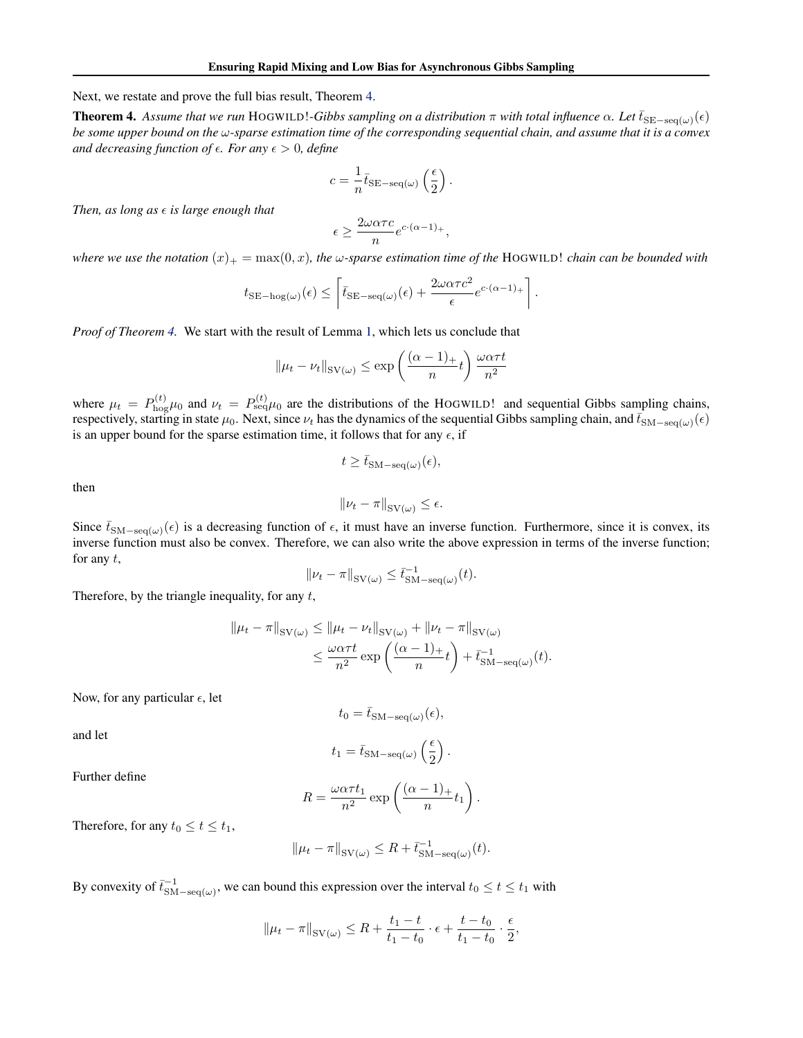Next, we restate and prove the full bias result, Theorem 4.

**Theorem 4.** *Assume that we run* HOGWILD!*-Gibbs sampling on a distribution $\pi$ with total influence $\alpha$. Let $\bar{t}_{\mathrm{SE-seq}(\omega)}(\epsilon)$ be some upper bound on the $\omega$-sparse estimation time of the corresponding sequential chain, and assume that it is a convex and decreasing function of $\epsilon$. For any $\epsilon > 0$, define*

$$c = \frac{1}{n} \bar{t}_{\mathrm{SE-seq}(\omega)} \left( \frac{\epsilon}{2} \right).$$

*Then, as long as $\epsilon$ is large enough that*

$$\epsilon \geq \frac{2 \omega \alpha \tau c}{n} e^{c \cdot (\alpha - 1)_+},$$

*where we use the notation $(x)_+ = \max(0, x)$, the $\omega$-sparse estimation time of the* HOGWILD! *chain can be bounded with*

$$t_{\mathrm{SE-hog}(\omega)}(\epsilon) \leq \left\lceil \bar{t}_{\mathrm{SE-seq}(\omega)}(\epsilon) + \frac{2 \omega \alpha \tau c^2}{\epsilon} e^{c \cdot (\alpha - 1)_+} \right\rceil.$$

*Proof of Theorem 4.* We start with the result of Lemma 1, which lets us conclude that

$$\| \mu_t - \nu_t \|_{\mathrm{SV}(\omega)} \leq \exp\left( \frac{(\alpha - 1)_+}{n} t \right) \frac{\omega \alpha \tau t}{n^2}$$

where $\mu_t = P_{\mathrm{hog}}^{(t)} \mu_0$ and $\nu_t = P_{\mathrm{seq}}^{(t)} \mu_0$ are the distributions of the HOGWILD! and sequential Gibbs sampling chains, respectively, starting in state $\mu_0$. Next, since $\nu_t$ has the dynamics of the sequential Gibbs sampling chain, and $\bar{t}_{\mathrm{SM-seq}(\omega)}(\epsilon)$ is an upper bound for the sparse estimation time, it follows that for any $\epsilon$, if

$$t \geq \bar{t}_{\mathrm{SM-seq}(\omega)}(\epsilon),$$

then

$$\| \nu_t - \pi \|_{\mathrm{SV}(\omega)} \leq \epsilon.$$

Since $\bar{t}_{\mathrm{SM-seq}(\omega)}(\epsilon)$ is a decreasing function of $\epsilon$, it must have an inverse function. Furthermore, since it is convex, its inverse function must also be convex. Therefore, we can also write the above expression in terms of the inverse function; for any $t$,

$$\| \nu_t - \pi \|_{\mathrm{SV}(\omega)} \leq \bar{t}_{\mathrm{SM-seq}(\omega)}^{-1}(t).$$

Therefore, by the triangle inequality, for any $t$,

$$\begin{aligned}
\| \mu_t - \pi \|_{\mathrm{SV}(\omega)} &\leq \| \mu_t - \nu_t \|_{\mathrm{SV}(\omega)} + \| \nu_t - \pi \|_{\mathrm{SV}(\omega)} \\
&\leq \frac{\omega \alpha \tau t}{n^2} \exp\left( \frac{(\alpha - 1)_+}{n} t \right) + \bar{t}_{\mathrm{SM-seq}(\omega)}^{-1}(t).
\end{aligned}$$

Now, for any particular $\epsilon$, let

$$t_0 = \bar{t}_{\mathrm{SM-seq}(\omega)}(\epsilon),$$

and let

$$t_1 = \bar{t}_{\mathrm{SM-seq}(\omega)}\left( \frac{\epsilon}{2} \right).$$

Further define

$$R = \frac{\omega \alpha \tau t_1}{n^2} \exp\left( \frac{(\alpha - 1)_+}{n} t_1 \right).$$

Therefore, for any $t_0 \leq t \leq t_1$,

$$\| \mu_t - \pi \|_{\mathrm{SV}(\omega)} \leq R + \bar{t}_{\mathrm{SM-seq}(\omega)}^{-1}(t).$$

By convexity of $\bar{t}_{\mathrm{SM-seq}(\omega)}^{-1}$, we can bound this expression over the interval $t_0 \leq t \leq t_1$ with

$$\| \mu_t - \pi \|_{\mathrm{SV}(\omega)} \leq R + \frac{t_1 - t}{t_1 - t_0} \cdot \epsilon + \frac{t - t_0}{t_1 - t_0} \cdot \frac{\epsilon}{2},$$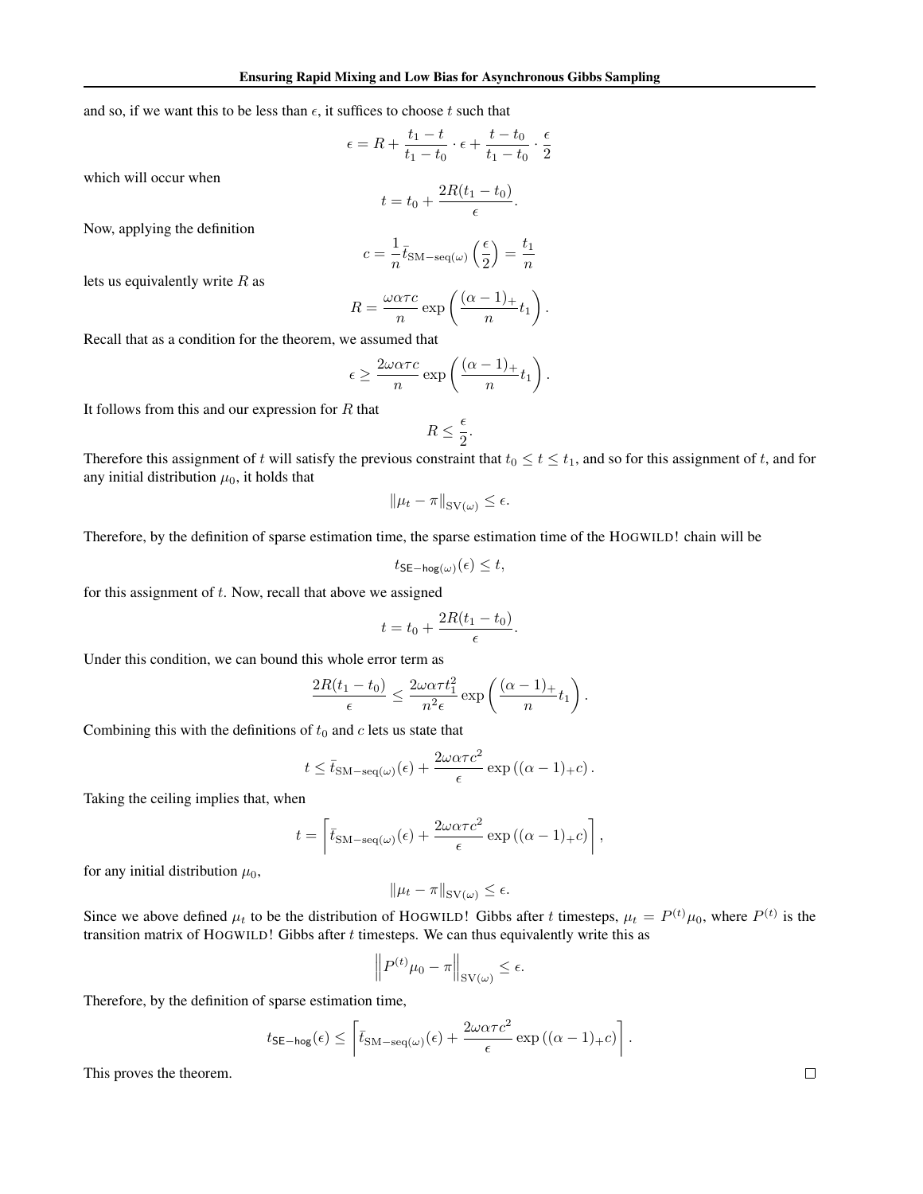and so, if we want this to be less than $\epsilon$, it suffices to choose $t$ such that

$$\epsilon = R + \frac{t_1 - t}{t_1 - t_0} \cdot \epsilon + \frac{t - t_0}{t_1 - t_0} \cdot \frac{\epsilon}{2}$$

which will occur when

$$t = t_0 + \frac{2R(t_1 - t_0)}{\epsilon}.$$

Now, applying the definition

$$c = \frac{1}{n} \bar{t}_{\mathrm{SM-seq}(\omega)} \left( \frac{\epsilon}{2} \right) = \frac{t_1}{n}$$

lets us equivalently write $R$ as

$$R = \frac{\omega \alpha \tau c}{n} \exp\left( \frac{(\alpha - 1)_+}{n} t_1 \right).$$

Recall that as a condition for the theorem, we assumed that

$$\epsilon \geq \frac{2\omega \alpha \tau c}{n} \exp\left( \frac{(\alpha - 1)_+}{n} t_1 \right).$$

It follows from this and our expression for $R$ that

$$R \leq \frac{\epsilon}{2}.$$

Therefore this assignment of $t$ will satisfy the previous constraint that $t_0 \leq t \leq t_1$, and so for this assignment of $t$, and for any initial distribution $\mu_0$, it holds that

$$\| \mu_t - \pi \|_{\mathrm{SV}(\omega)} \leq \epsilon.$$

Therefore, by the definition of sparse estimation time, the sparse estimation time of the HOGWILD! chain will be

$$t_{\mathsf{SE-hog}(\omega)}(\epsilon) \leq t,$$

for this assignment of $t$. Now, recall that above we assigned

$$t = t_0 + \frac{2R(t_1 - t_0)}{\epsilon}.$$

Under this condition, we can bound this whole error term as

$$\frac{2R(t_1 - t_0)}{\epsilon} \leq \frac{2\omega \alpha \tau t_1^2}{n^2 \epsilon} \exp\left( \frac{(\alpha - 1)_+}{n} t_1 \right).$$

Combining this with the definitions of $t_0$ and $c$ lets us state that

$$t \leq \bar{t}_{\mathrm{SM-seq}(\omega)}(\epsilon) + \frac{2\omega \alpha \tau c^2}{\epsilon} \exp\left( (\alpha - 1)_+ c \right).$$

Taking the ceiling implies that, when

$$t = \left\lceil \bar{t}_{\mathrm{SM-seq}(\omega)}(\epsilon) + \frac{2\omega \alpha \tau c^2}{\epsilon} \exp\left( (\alpha - 1)_+ c \right) \right\rceil,$$

for any initial distribution $\mu_0$,

$$\| \mu_t - \pi \|_{\mathrm{SV}(\omega)} \leq \epsilon.$$

Since we above defined $\mu_t$ to be the distribution of HOGWILD! Gibbs after $t$ timesteps, $\mu_t = P^{(t)} \mu_0$, where $P^{(t)}$ is the transition matrix of HOGWILD! Gibbs after $t$ timesteps. We can thus equivalently write this as

$$\left\| P^{(t)} \mu_0 - \pi \right\|_{\mathrm{SV}(\omega)} \leq \epsilon.$$

Therefore, by the definition of sparse estimation time,

$$t_{\mathsf{SE-hog}}(\epsilon) \leq \left\lceil \bar{t}_{\mathrm{SM-seq}(\omega)}(\epsilon) + \frac{2\omega \alpha \tau c^2}{\epsilon} \exp\left( (\alpha - 1)_+ c \right) \right\rceil.$$

This proves the theorem. $\square$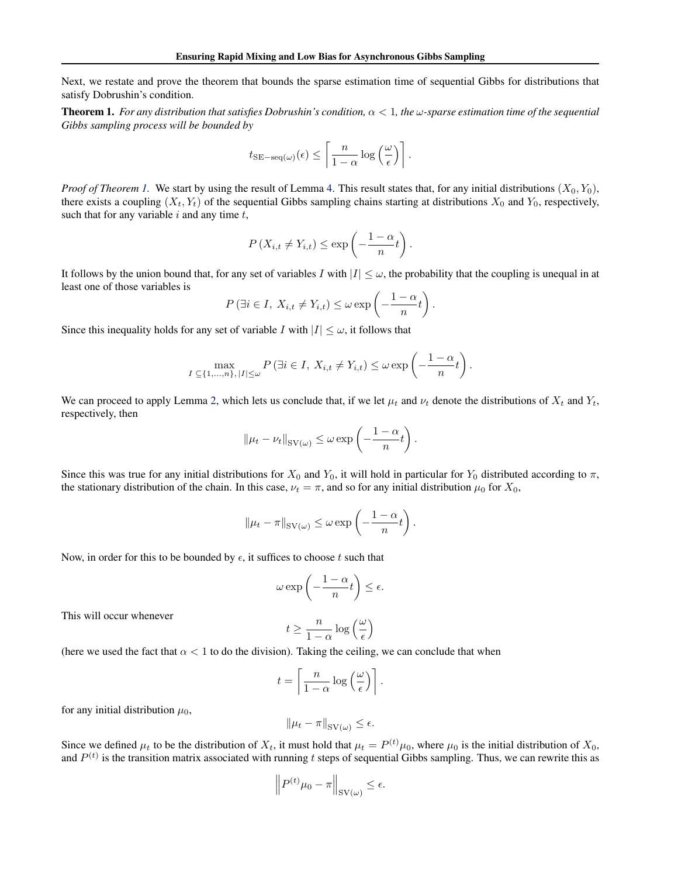Next, we restate and prove the theorem that bounds the sparse estimation time of sequential Gibbs for distributions that satisfy Dobrushin's condition.

**Theorem 1.** *For any distribution that satisfies Dobrushin's condition, $\alpha < 1$, the $\omega$-sparse estimation time of the sequential Gibbs sampling process will be bounded by*

$$t_{\mathrm{SE-seq}(\omega)}(\epsilon) \leq \left\lceil \frac{n}{1-\alpha} \log\left(\frac{\omega}{\epsilon}\right) \right\rceil.$$

*Proof of Theorem 1.* We start by using the result of Lemma 4. This result states that, for any initial distributions $(X_0, Y_0)$, there exists a coupling $(X_t, Y_t)$ of the sequential Gibbs sampling chains starting at distributions $X_0$ and $Y_0$, respectively, such that for any variable $i$ and any time $t$,

$$P\left(X_{i,t} \neq Y_{i,t}\right) \leq \exp\left(-\frac{1-\alpha}{n} t\right).$$

It follows by the union bound that, for any set of variables $I$ with $|I| \leq \omega$, the probability that the coupling is unequal in at least one of those variables is

$$P\left(\exists i \in I,\ X_{i,t} \neq Y_{i,t}\right) \leq \omega \exp\left(-\frac{1-\alpha}{n} t\right).$$

Since this inequality holds for any set of variable $I$ with $|I| \leq \omega$, it follows that

$$\max_{I \subseteq \{1,\ldots,n\},\, |I| \leq \omega} P\left(\exists i \in I,\ X_{i,t} \neq Y_{i,t}\right) \leq \omega \exp\left(-\frac{1-\alpha}{n} t\right).$$

We can proceed to apply Lemma 2, which lets us conclude that, if we let $\mu_t$ and $\nu_t$ denote the distributions of $X_t$ and $Y_t$, respectively, then

$$\|\mu_t - \nu_t\|_{\mathrm{SV}(\omega)} \leq \omega \exp\left(-\frac{1-\alpha}{n} t\right).$$

Since this was true for any initial distributions for $X_0$ and $Y_0$, it will hold in particular for $Y_0$ distributed according to $\pi$, the stationary distribution of the chain. In this case, $\nu_t = \pi$, and so for any initial distribution $\mu_0$ for $X_0$,

$$\|\mu_t - \pi\|_{\mathrm{SV}(\omega)} \leq \omega \exp\left(-\frac{1-\alpha}{n} t\right).$$

Now, in order for this to be bounded by $\epsilon$, it suffices to choose $t$ such that

$$\omega \exp\left(-\frac{1-\alpha}{n} t\right) \leq \epsilon.$$

This will occur whenever

$$t \geq \frac{n}{1-\alpha} \log\left(\frac{\omega}{\epsilon}\right)$$

(here we used the fact that $\alpha < 1$ to do the division). Taking the ceiling, we can conclude that when

$$t = \left\lceil \frac{n}{1-\alpha} \log\left(\frac{\omega}{\epsilon}\right) \right\rceil.$$

for any initial distribution $\mu_0$,

$$\|\mu_t - \pi\|_{\mathrm{SV}(\omega)} \leq \epsilon.$$

Since we defined $\mu_t$ to be the distribution of $X_t$, it must hold that $\mu_t = P^{(t)}\mu_0$, where $\mu_0$ is the initial distribution of $X_0$, and $P^{(t)}$ is the transition matrix associated with running $t$ steps of sequential Gibbs sampling. Thus, we can rewrite this as

$$\left\| P^{(t)}\mu_0 - \pi \right\|_{\mathrm{SV}(\omega)} \leq \epsilon.$$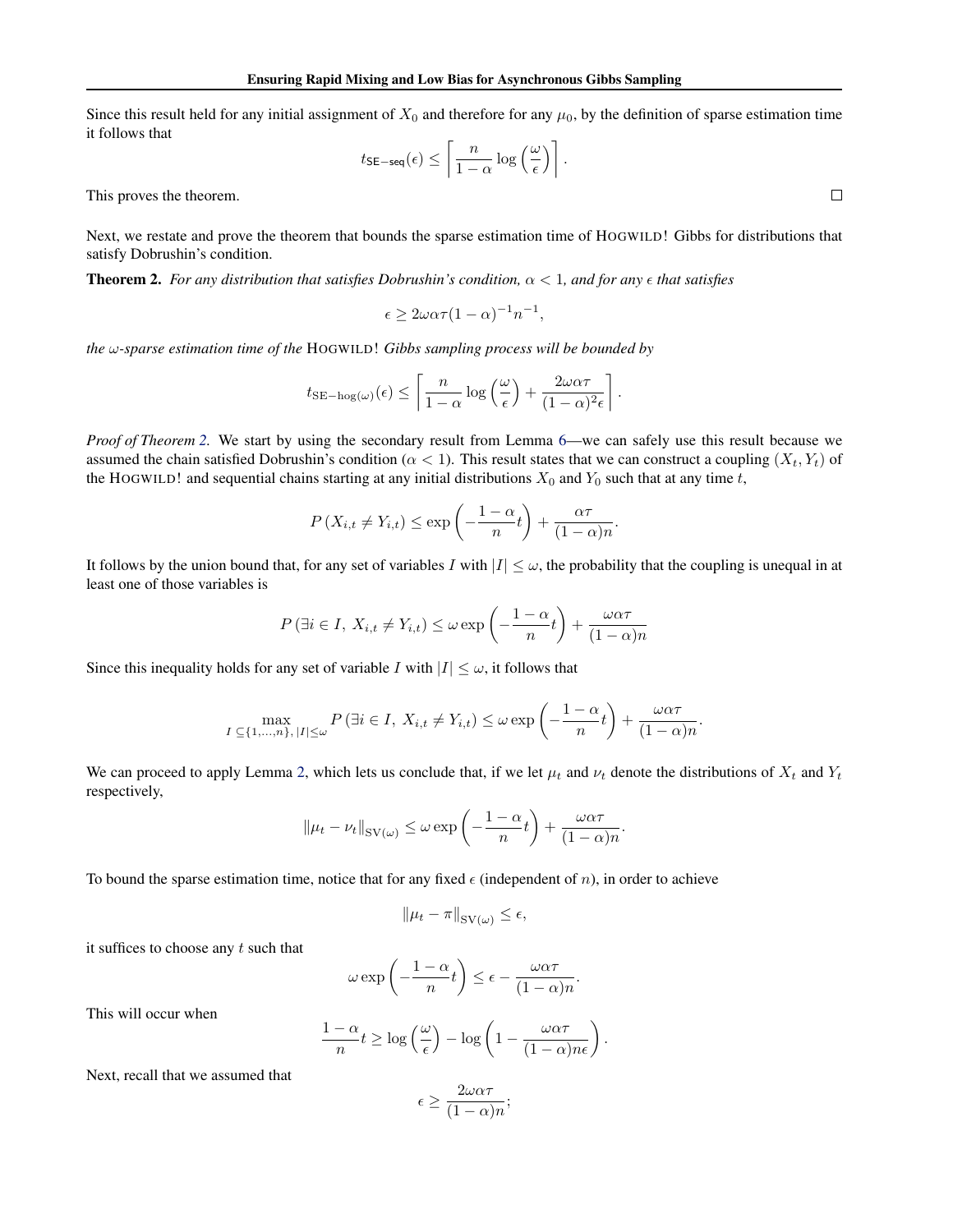Since this result held for any initial assignment of $X_0$ and therefore for any $\mu_0$, by the definition of sparse estimation time it follows that

$$t_{\mathsf{SE-seq}}(\epsilon) \leq \left\lceil \frac{n}{1-\alpha} \log\left(\frac{\omega}{\epsilon}\right) \right\rceil.$$

This proves the theorem. $\square$

Next, we restate and prove the theorem that bounds the sparse estimation time of HOGWILD! Gibbs for distributions that satisfy Dobrushin's condition.

**Theorem 2.** *For any distribution that satisfies Dobrushin's condition, $\alpha < 1$, and for any $\epsilon$ that satisfies*

$$\epsilon \geq 2\omega\alpha\tau(1-\alpha)^{-1}n^{-1},$$

*the $\omega$-sparse estimation time of the* HOGWILD! *Gibbs sampling process will be bounded by*

$$t_{\mathrm{SE-hog}(\omega)}(\epsilon) \leq \left\lceil \frac{n}{1-\alpha} \log\left(\frac{\omega}{\epsilon}\right) + \frac{2\omega\alpha\tau}{(1-\alpha)^2\epsilon} \right\rceil.$$

*Proof of Theorem 2.* We start by using the secondary result from Lemma 6—we can safely use this result because we assumed the chain satisfied Dobrushin's condition ($\alpha < 1$). This result states that we can construct a coupling $(X_t, Y_t)$ of the HOGWILD! and sequential chains starting at any initial distributions $X_0$ and $Y_0$ such that at any time $t$,

$$P\left(X_{i,t} \neq Y_{i,t}\right) \leq \exp\left(-\frac{1-\alpha}{n}t\right) + \frac{\alpha\tau}{(1-\alpha)n}.$$

It follows by the union bound that, for any set of variables $I$ with $|I| \leq \omega$, the probability that the coupling is unequal in at least one of those variables is

$$P\left(\exists i \in I,\ X_{i,t} \neq Y_{i,t}\right) \leq \omega \exp\left(-\frac{1-\alpha}{n}t\right) + \frac{\omega\alpha\tau}{(1-\alpha)n}$$

Since this inequality holds for any set of variable $I$ with $|I| \leq \omega$, it follows that

$$\max_{I \subseteq \{1,\ldots,n\},\, |I| \leq \omega} P\left(\exists i \in I,\ X_{i,t} \neq Y_{i,t}\right) \leq \omega \exp\left(-\frac{1-\alpha}{n}t\right) + \frac{\omega\alpha\tau}{(1-\alpha)n}.$$

We can proceed to apply Lemma 2, which lets us conclude that, if we let $\mu_t$ and $\nu_t$ denote the distributions of $X_t$ and $Y_t$ respectively,

$$\|\mu_t - \nu_t\|_{\mathrm{SV}(\omega)} \leq \omega \exp\left(-\frac{1-\alpha}{n}t\right) + \frac{\omega\alpha\tau}{(1-\alpha)n}.$$

To bound the sparse estimation time, notice that for any fixed $\epsilon$ (independent of $n$), in order to achieve

$$\|\mu_t - \pi\|_{\mathrm{SV}(\omega)} \leq \epsilon,$$

it suffices to choose any $t$ such that

$$\omega \exp\left(-\frac{1-\alpha}{n}t\right) \leq \epsilon - \frac{\omega\alpha\tau}{(1-\alpha)n}.$$

This will occur when

$$\frac{1-\alpha}{n}t \geq \log\left(\frac{\omega}{\epsilon}\right) - \log\left(1 - \frac{\omega\alpha\tau}{(1-\alpha)n\epsilon}\right).$$

Next, recall that we assumed that

$$\epsilon \geq \frac{2\omega\alpha\tau}{(1-\alpha)n};$$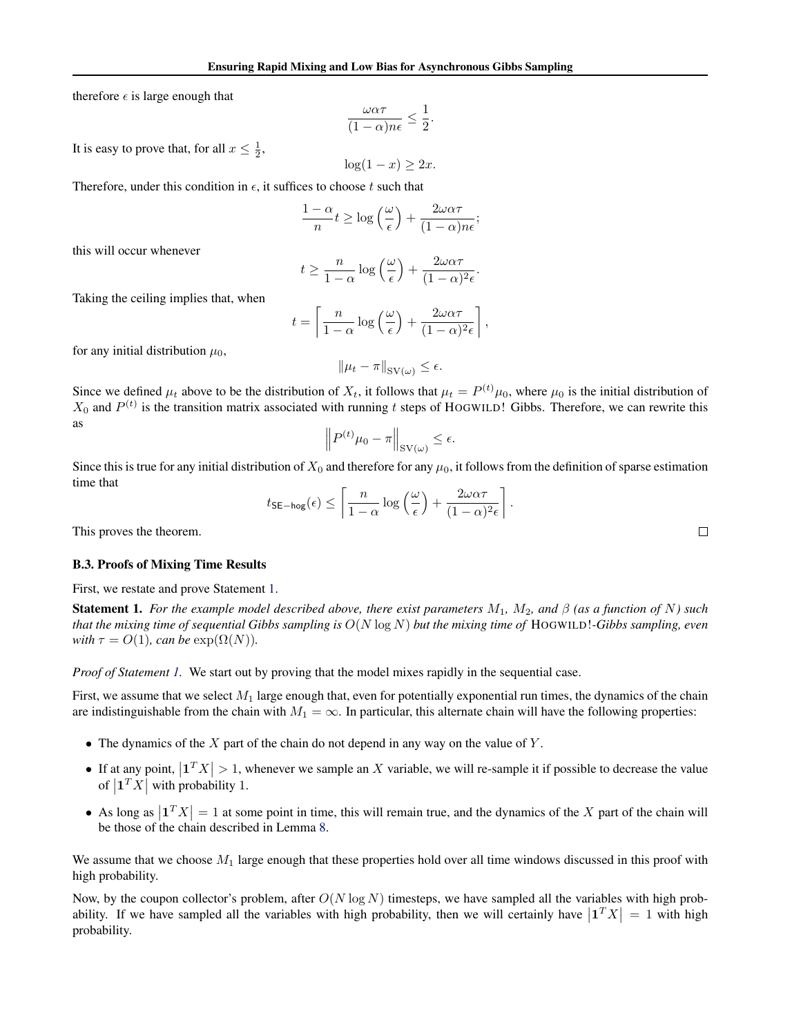therefore $\epsilon$ is large enough that

$$\frac{\omega\alpha\tau}{(1-\alpha)n\epsilon} \leq \frac{1}{2}.$$

It is easy to prove that, for all $x \leq \frac{1}{2}$,

$$\log(1-x) \geq 2x.$$

Therefore, under this condition in $\epsilon$, it suffices to choose $t$ such that

$$\frac{1-\alpha}{n} t \geq \log\left(\frac{\omega}{\epsilon}\right) + \frac{2\omega\alpha\tau}{(1-\alpha)n\epsilon};$$

this will occur whenever

$$t \geq \frac{n}{1-\alpha} \log\left(\frac{\omega}{\epsilon}\right) + \frac{2\omega\alpha\tau}{(1-\alpha)^2\epsilon}.$$

Taking the ceiling implies that, when

$$t = \left\lceil \frac{n}{1-\alpha} \log\left(\frac{\omega}{\epsilon}\right) + \frac{2\omega\alpha\tau}{(1-\alpha)^2\epsilon} \right\rceil,$$

for any initial distribution $\mu_0$,

$$\|\mu_t - \pi\|_{\mathrm{SV}(\omega)} \leq \epsilon.$$

Since we defined $\mu_t$ above to be the distribution of $X_t$, it follows that $\mu_t = P^{(t)}\mu_0$, where $\mu_0$ is the initial distribution of $X_0$ and $P^{(t)}$ is the transition matrix associated with running $t$ steps of HOGWILD! Gibbs. Therefore, we can rewrite this as

$$\left\| P^{(t)}\mu_0 - \pi \right\|_{\mathrm{SV}(\omega)} \leq \epsilon.$$

Since this is true for any initial distribution of $X_0$ and therefore for any $\mu_0$, it follows from the definition of sparse estimation time that

$$t_{\mathsf{SE-hog}}(\epsilon) \leq \left\lceil \frac{n}{1-\alpha} \log\left(\frac{\omega}{\epsilon}\right) + \frac{2\omega\alpha\tau}{(1-\alpha)^2\epsilon} \right\rceil.$$

This proves the theorem. □

### B.3. Proofs of Mixing Time Results

First, we restate and prove Statement 1.

**Statement 1.** *For the example model described above, there exist parameters $M_1$, $M_2$, and $\beta$ (as a function of $N$) such that the mixing time of sequential Gibbs sampling is $O(N \log N)$ but the mixing time of* HOGWILD!*-Gibbs sampling, even with $\tau = O(1)$, can be $\exp(\Omega(N))$.*

*Proof of Statement 1.* We start out by proving that the model mixes rapidly in the sequential case.

First, we assume that we select $M_1$ large enough that, even for potentially exponential run times, the dynamics of the chain are indistinguishable from the chain with $M_1 = \infty$. In particular, this alternate chain will have the following properties:

- The dynamics of the $X$ part of the chain do not depend in any way on the value of $Y$.
- If at any point, $\left|\mathbf{1}^T X\right| > 1$, whenever we sample an $X$ variable, we will re-sample it if possible to decrease the value of $\left|\mathbf{1}^T X\right|$ with probability 1.
- As long as $\left|\mathbf{1}^T X\right| = 1$ at some point in time, this will remain true, and the dynamics of the $X$ part of the chain will be those of the chain described in Lemma 8.

We assume that we choose $M_1$ large enough that these properties hold over all time windows discussed in this proof with high probability.

Now, by the coupon collector's problem, after $O(N \log N)$ timesteps, we have sampled all the variables with high probability. If we have sampled all the variables with high probability, then we will certainly have $\left|\mathbf{1}^T X\right| = 1$ with high probability.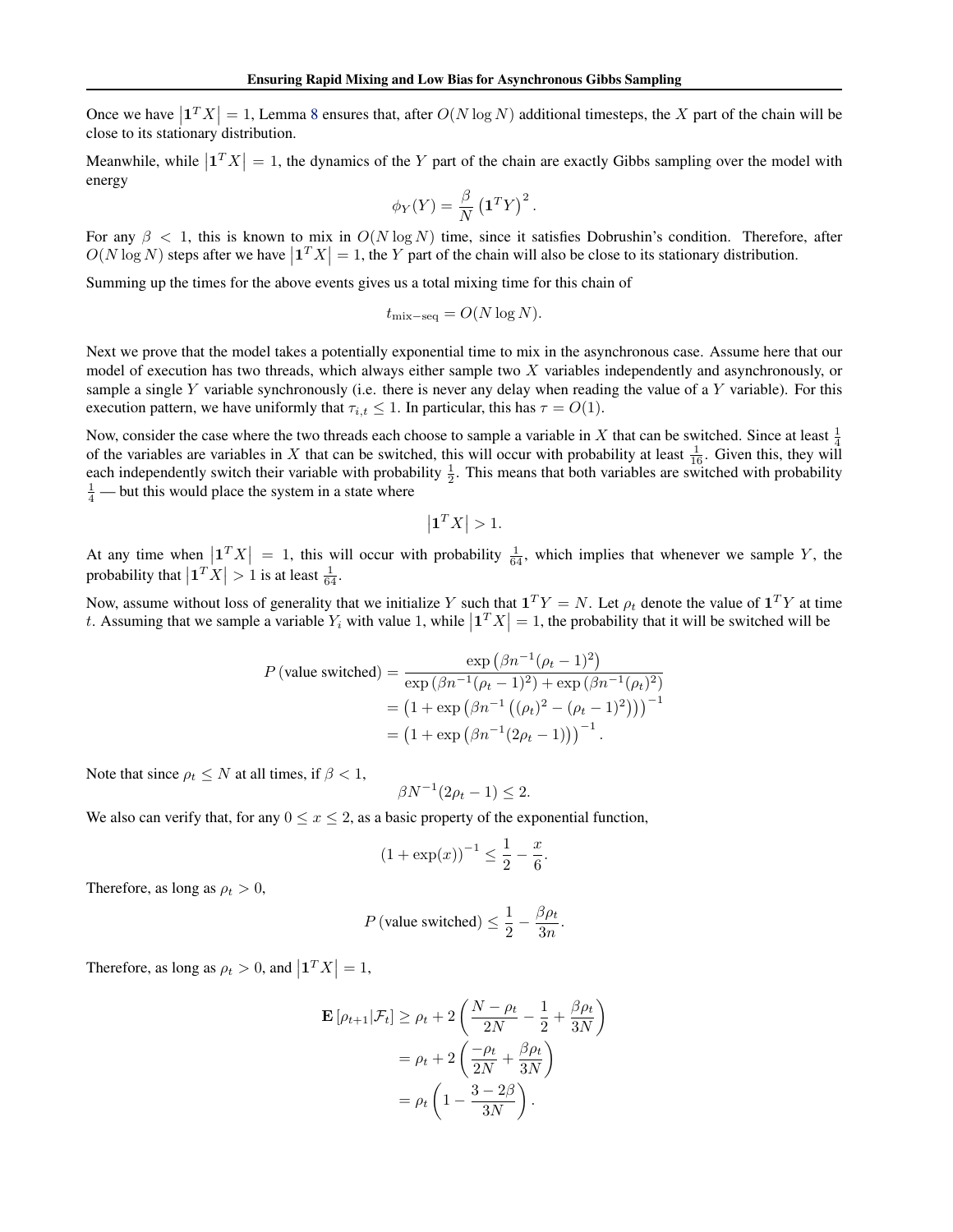Once we have $\left|\mathbf{1}^T X\right| = 1$, Lemma 8 ensures that, after $O(N \log N)$ additional timesteps, the $X$ part of the chain will be close to its stationary distribution.

Meanwhile, while $\left|\mathbf{1}^T X\right| = 1$, the dynamics of the $Y$ part of the chain are exactly Gibbs sampling over the model with energy

$$\phi_Y(Y) = \frac{\beta}{N}\left(\mathbf{1}^T Y\right)^2.$$

For any $\beta < 1$, this is known to mix in $O(N \log N)$ time, since it satisfies Dobrushin's condition. Therefore, after $O(N \log N)$ steps after we have $\left|\mathbf{1}^T X\right| = 1$, the $Y$ part of the chain will also be close to its stationary distribution.

Summing up the times for the above events gives us a total mixing time for this chain of

$$t_{\text{mix-seq}} = O(N \log N).$$

Next we prove that the model takes a potentially exponential time to mix in the asynchronous case. Assume here that our model of execution has two threads, which always either sample two $X$ variables independently and asynchronously, or sample a single $Y$ variable synchronously (i.e. there is never any delay when reading the value of a $Y$ variable). For this execution pattern, we have uniformly that $\tau_{i,t} \leq 1$. In particular, this has $\tau = O(1)$.

Now, consider the case where the two threads each choose to sample a variable in $X$ that can be switched. Since at least $\frac{1}{4}$ of the variables are variables in $X$ that can be switched, this will occur with probability at least $\frac{1}{16}$. Given this, they will each independently switch their variable with probability $\frac{1}{2}$. This means that both variables are switched with probability $\frac{1}{4}$ — but this would place the system in a state where

$$\left|\mathbf{1}^T X\right| > 1.$$

At any time when $\left|\mathbf{1}^T X\right| = 1$, this will occur with probability $\frac{1}{64}$, which implies that whenever we sample $Y$, the probability that $\left|\mathbf{1}^T X\right| > 1$ is at least $\frac{1}{64}$.

Now, assume without loss of generality that we initialize $Y$ such that $\mathbf{1}^T Y = N$. Let $\rho_t$ denote the value of $\mathbf{1}^T Y$ at time $t$. Assuming that we sample a variable $Y_i$ with value 1, while $\left|\mathbf{1}^T X\right| = 1$, the probability that it will be switched will be

$$\begin{aligned}
P\left(\text{value switched}\right) &= \frac{\exp\left(\beta n^{-1}(\rho_t - 1)^2\right)}{\exp\left(\beta n^{-1}(\rho_t - 1)^2\right) + \exp\left(\beta n^{-1}(\rho_t)^2\right)} \\
&= \left(1 + \exp\left(\beta n^{-1}\left((\rho_t)^2 - (\rho_t - 1)^2\right)\right)\right)^{-1} \\
&= \left(1 + \exp\left(\beta n^{-1}(2\rho_t - 1)\right)\right)^{-1}.
\end{aligned}$$

Note that since $\rho_t \leq N$ at all times, if $\beta < 1$,

$$\beta N^{-1}(2\rho_t - 1) \leq 2.$$

We also can verify that, for any $0 \leq x \leq 2$, as a basic property of the exponential function,

$$\left(1 + \exp(x)\right)^{-1} \leq \frac{1}{2} - \frac{x}{6}.$$

Therefore, as long as $\rho_t > 0$,

$$P\left(\text{value switched}\right) \leq \frac{1}{2} - \frac{\beta \rho_t}{3n}.$$

Therefore, as long as $\rho_t > 0$, and $\left|\mathbf{1}^T X\right| = 1$,

$$\begin{aligned}
\mathbf{E}\left[\rho_{t+1} | \mathcal{F}_t\right] &\geq \rho_t + 2\left(\frac{N - \rho_t}{2N} - \frac{1}{2} + \frac{\beta \rho_t}{3N}\right) \\
&= \rho_t + 2\left(\frac{-\rho_t}{2N} + \frac{\beta \rho_t}{3N}\right) \\
&= \rho_t\left(1 - \frac{3 - 2\beta}{3N}\right).
\end{aligned}$$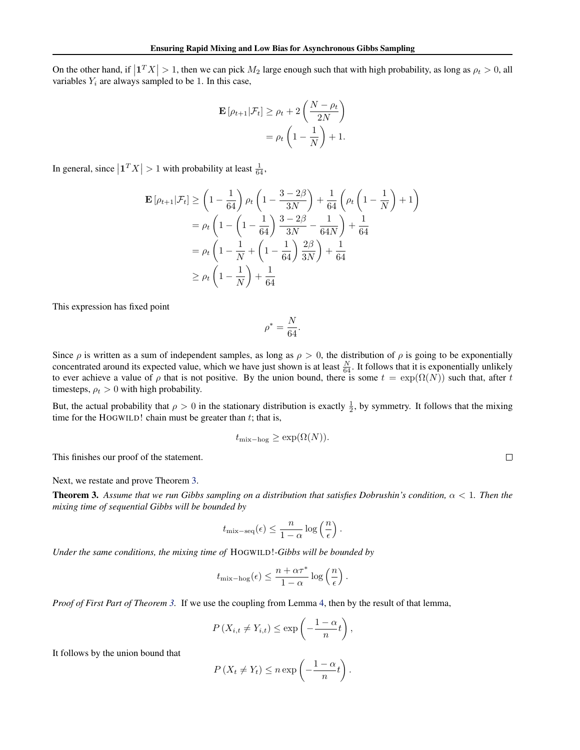On the other hand, if $\left|\mathbf{1}^T X\right| > 1$, then we can pick $M_2$ large enough such that with high probability, as long as $\rho_t > 0$, all variables $Y_i$ are always sampled to be 1. In this case,

$$
\begin{aligned}
\mathbf{E}\left[\rho_{t+1} | \mathcal{F}_t\right] &\geq \rho_t + 2\left(\frac{N - \rho_t}{2N}\right) \\
&= \rho_t \left(1 - \frac{1}{N}\right) + 1.
\end{aligned}
$$

In general, since $\left|\mathbf{1}^T X\right| > 1$ with probability at least $\frac{1}{64}$,

$$
\begin{aligned}
\mathbf{E}\left[\rho_{t+1} | \mathcal{F}_t\right] &\geq \left(1 - \frac{1}{64}\right)\rho_t\left(1 - \frac{3 - 2\beta}{3N}\right) + \frac{1}{64}\left(\rho_t\left(1 - \frac{1}{N}\right) + 1\right) \\
&= \rho_t\left(1 - \left(1 - \frac{1}{64}\right)\frac{3 - 2\beta}{3N} - \frac{1}{64N}\right) + \frac{1}{64} \\
&= \rho_t\left(1 - \frac{1}{N} + \left(1 - \frac{1}{64}\right)\frac{2\beta}{3N}\right) + \frac{1}{64} \\
&\geq \rho_t\left(1 - \frac{1}{N}\right) + \frac{1}{64}
\end{aligned}
$$

This expression has fixed point

$$
\rho^* = \frac{N}{64}.
$$

Since $\rho$ is written as a sum of independent samples, as long as $\rho > 0$, the distribution of $\rho$ is going to be exponentially concentrated around its expected value, which we have just shown is at least $\frac{N}{64}$. It follows that it is exponentially unlikely to ever achieve a value of $\rho$ that is not positive. By the union bound, there is some $t = \exp(\Omega(N))$ such that, after $t$ timesteps, $\rho_t > 0$ with high probability.

But, the actual probability that $\rho > 0$ in the stationary distribution is exactly $\frac{1}{2}$, by symmetry. It follows that the mixing time for the HOGWILD! chain must be greater than $t$; that is,

$$
t_{\text{mix}-\text{hog}} \geq \exp(\Omega(N)).
$$

This finishes our proof of the statement. □

Next, we restate and prove Theorem 3.

**Theorem 3.** *Assume that we run Gibbs sampling on a distribution that satisfies Dobrushin's condition, $\alpha < 1$. Then the mixing time of sequential Gibbs will be bounded by*

$$
t_{\text{mix}-\text{seq}}(\epsilon) \leq \frac{n}{1 - \alpha} \log\left(\frac{n}{\epsilon}\right).
$$

*Under the same conditions, the mixing time of HOGWILD!-Gibbs will be bounded by*

$$
t_{\text{mix}-\text{hog}}(\epsilon) \leq \frac{n + \alpha\tau^*}{1 - \alpha} \log\left(\frac{n}{\epsilon}\right).
$$

*Proof of First Part of Theorem 3.* If we use the coupling from Lemma 4, then by the result of that lemma,

$$
P\left(X_{i,t} \neq Y_{i,t}\right) \leq \exp\left(-\frac{1 - \alpha}{n} t\right),
$$

It follows by the union bound that

$$
P\left(X_t \neq Y_t\right) \leq n \exp\left(-\frac{1 - \alpha}{n} t\right).
$$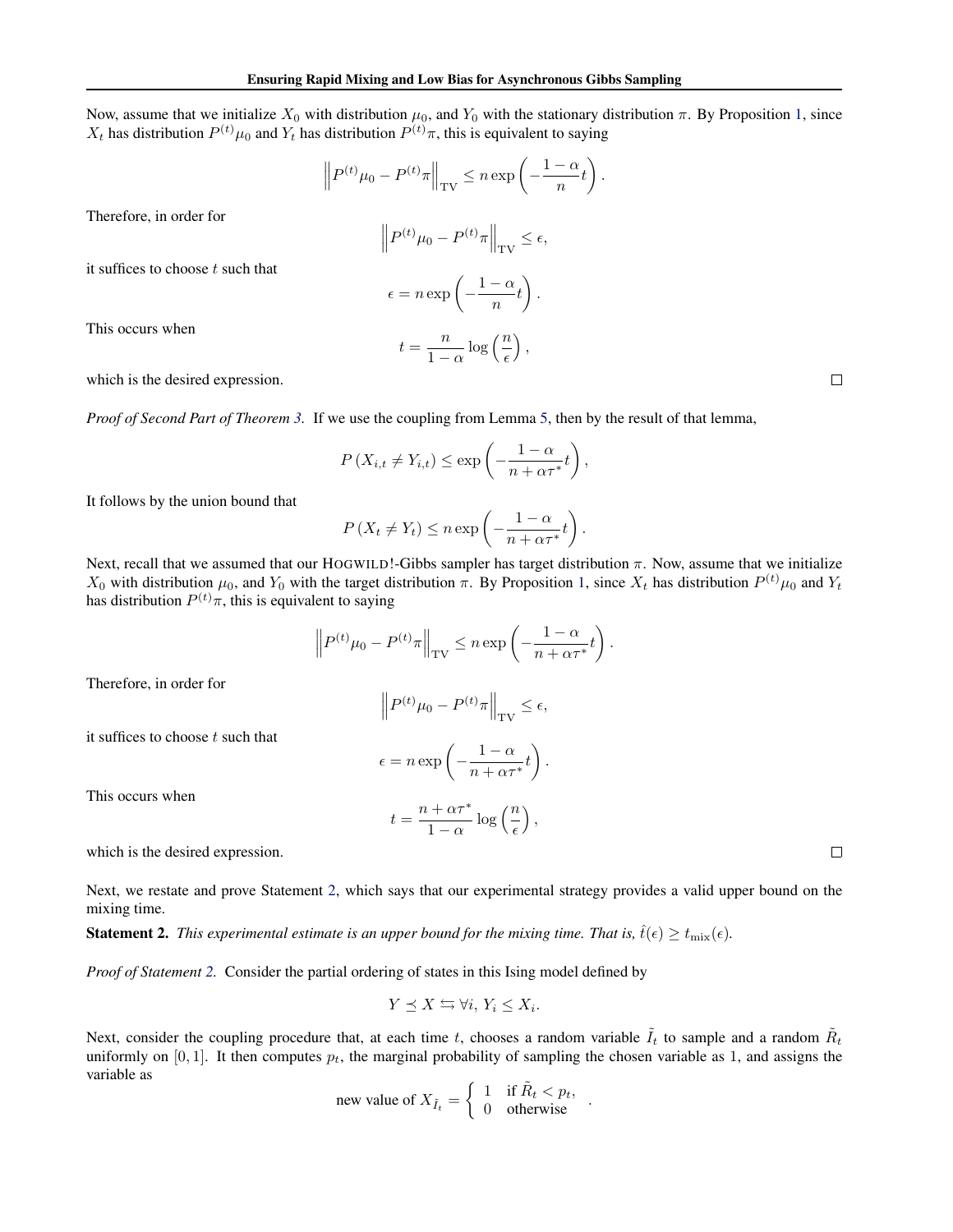Now, assume that we initialize $X_0$ with distribution $\mu_0$, and $Y_0$ with the stationary distribution $\pi$. By Proposition 1, since $X_t$ has distribution $P^{(t)}\mu_0$ and $Y_t$ has distribution $P^{(t)}\pi$, this is equivalent to saying

$$\left\| P^{(t)}\mu_0 - P^{(t)}\pi \right\|_{\text{TV}} \leq n \exp\left( -\frac{1-\alpha}{n} t \right).$$

Therefore, in order for

$$\left\| P^{(t)}\mu_0 - P^{(t)}\pi \right\|_{\text{TV}} \leq \epsilon,$$

it suffices to choose $t$ such that

$$\epsilon = n \exp\left( -\frac{1-\alpha}{n} t \right).$$

This occurs when

$$t = \frac{n}{1-\alpha} \log\left( \frac{n}{\epsilon} \right),$$

which is the desired expression. □

*Proof of Second Part of Theorem 3.* If we use the coupling from Lemma 5, then by the result of that lemma,

$$P\left(X_{i,t} \neq Y_{i,t}\right) \leq \exp\left( -\frac{1-\alpha}{n + \alpha\tau^*} t \right),$$

It follows by the union bound that

$$P\left(X_t \neq Y_t\right) \leq n \exp\left( -\frac{1-\alpha}{n + \alpha\tau^*} t \right).$$

Next, recall that we assumed that our HOGWILD!-Gibbs sampler has target distribution $\pi$. Now, assume that we initialize $X_0$ with distribution $\mu_0$, and $Y_0$ with the target distribution $\pi$. By Proposition 1, since $X_t$ has distribution $P^{(t)}\mu_0$ and $Y_t$ has distribution $P^{(t)}\pi$, this is equivalent to saying

$$\left\| P^{(t)}\mu_0 - P^{(t)}\pi \right\|_{\text{TV}} \leq n \exp\left( -\frac{1-\alpha}{n + \alpha\tau^*} t \right).$$

Therefore, in order for

$$\left\| P^{(t)}\mu_0 - P^{(t)}\pi \right\|_{\text{TV}} \leq \epsilon,$$

it suffices to choose $t$ such that

$$\epsilon = n \exp\left( -\frac{1-\alpha}{n + \alpha\tau^*} t \right).$$

This occurs when

$$t = \frac{n + \alpha\tau^*}{1-\alpha} \log\left( \frac{n}{\epsilon} \right),$$

which is the desired expression. □

Next, we restate and prove Statement 2, which says that our experimental strategy provides a valid upper bound on the mixing time.

**Statement 2.** *This experimental estimate is an upper bound for the mixing time. That is, $\hat{t}(\epsilon) \geq t_{\text{mix}}(\epsilon)$.*

*Proof of Statement 2.* Consider the partial ordering of states in this Ising model defined by

$$Y \preceq X \leftrightharpoons \forall i,\, Y_i \leq X_i.$$

Next, consider the coupling procedure that, at each time $t$, chooses a random variable $\tilde{I}_t$ to sample and a random $\tilde{R}_t$ uniformly on $[0, 1]$. It then computes $p_t$, the marginal probability of sampling the chosen variable as 1, and assigns the variable as

$$\text{new value of } X_{\tilde{I}_t} = \begin{cases} 1 & \text{if } \tilde{R}_t < p_t, \\ 0 & \text{otherwise} \end{cases}.$$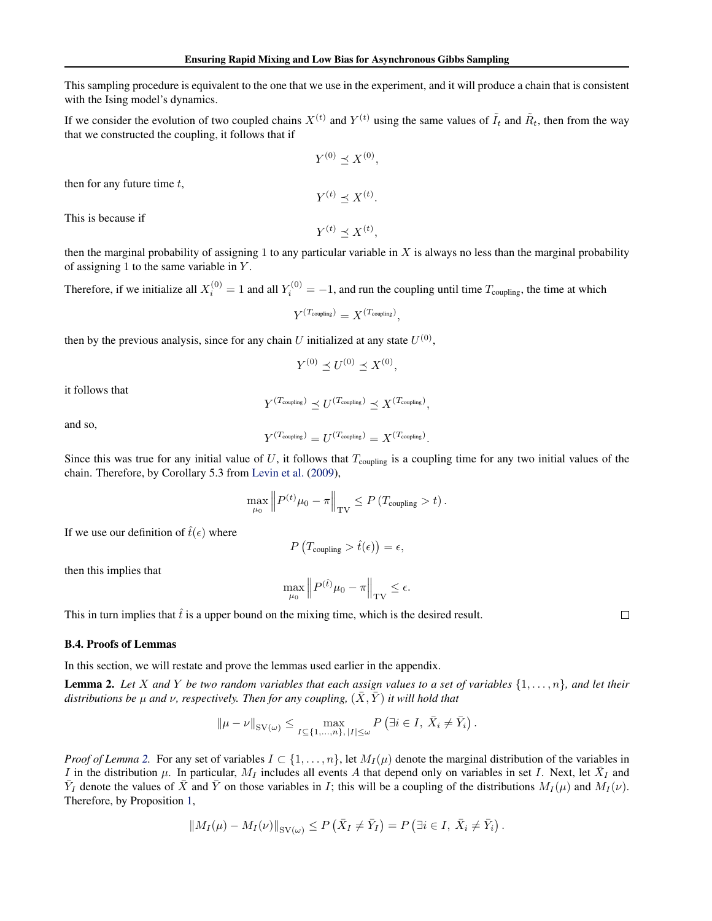This sampling procedure is equivalent to the one that we use in the experiment, and it will produce a chain that is consistent with the Ising model's dynamics.

If we consider the evolution of two coupled chains $X^{(t)}$ and $Y^{(t)}$ using the same values of $\tilde{I}_t$ and $\tilde{R}_t$, then from the way that we constructed the coupling, it follows that if

$$Y^{(0)} \preceq X^{(0)},$$

then for any future time $t$,

$$Y^{(t)} \preceq X^{(t)}.$$

This is because if

$$Y^{(t)} \preceq X^{(t)},$$

then the marginal probability of assigning 1 to any particular variable in $X$ is always no less than the marginal probability of assigning 1 to the same variable in $Y$.

Therefore, if we initialize all $X_i^{(0)} = 1$ and all $Y_i^{(0)} = -1$, and run the coupling until time $T_{\text{coupling}}$, the time at which

$$Y^{(T_{\text{coupling}})} = X^{(T_{\text{coupling}})},$$

then by the previous analysis, since for any chain $U$ initialized at any state $U^{(0)}$,

$$Y^{(0)} \preceq U^{(0)} \preceq X^{(0)},$$

it follows that

$$Y^{(T_{\text{coupling}})} \preceq U^{(T_{\text{coupling}})} \preceq X^{(T_{\text{coupling}})},$$

and so,

$$Y^{(T_{\text{coupling}})} = U^{(T_{\text{coupling}})} = X^{(T_{\text{coupling}})}.$$

Since this was true for any initial value of $U$, it follows that $T_{\text{coupling}}$ is a coupling time for any two initial values of the chain. Therefore, by Corollary 5.3 from Levin et al. (2009),

$$\max_{\mu_0} \left\| P^{(t)}\mu_0 - \pi \right\|_{\text{TV}} \leq P\left(T_{\text{coupling}} > t\right).$$

If we use our definition of $\hat{t}(\epsilon)$ where

$$P\left(T_{\text{coupling}} > \hat{t}(\epsilon)\right) = \epsilon,$$

then this implies that

$$\max_{\mu_0} \left\| P^{(\hat{t})}\mu_0 - \pi \right\|_{\text{TV}} \leq \epsilon.$$

This in turn implies that $\hat{t}$ is a upper bound on the mixing time, which is the desired result. □

### B.4. Proofs of Lemmas

In this section, we will restate and prove the lemmas used earlier in the appendix.

**Lemma 2.** *Let $X$ and $Y$ be two random variables that each assign values to a set of variables $\{1, \ldots, n\}$, and let their distributions be $\mu$ and $\nu$, respectively. Then for any coupling, $(\bar{X}, \bar{Y})$ it will hold that*

$$\|\mu - \nu\|_{\text{SV}(\omega)} \leq \max_{I \subseteq \{1,\ldots,n\},\, |I| \leq \omega} P\left(\exists i \in I,\ \bar{X}_i \neq \bar{Y}_i\right).$$

*Proof of Lemma 2.* For any set of variables $I \subset \{1, \ldots, n\}$, let $M_I(\mu)$ denote the marginal distribution of the variables in $I$ in the distribution $\mu$. In particular, $M_I$ includes all events $A$ that depend only on variables in set $I$. Next, let $\bar{X}_I$ and $\bar{Y}_I$ denote the values of $\bar{X}$ and $\bar{Y}$ on those variables in $I$; this will be a coupling of the distributions $M_I(\mu)$ and $M_I(\nu)$. Therefore, by Proposition 1,

$$\|M_I(\mu) - M_I(\nu)\|_{\text{SV}(\omega)} \leq P\left(\bar{X}_I \neq \bar{Y}_I\right) = P\left(\exists i \in I,\ \bar{X}_i \neq \bar{Y}_i\right).$$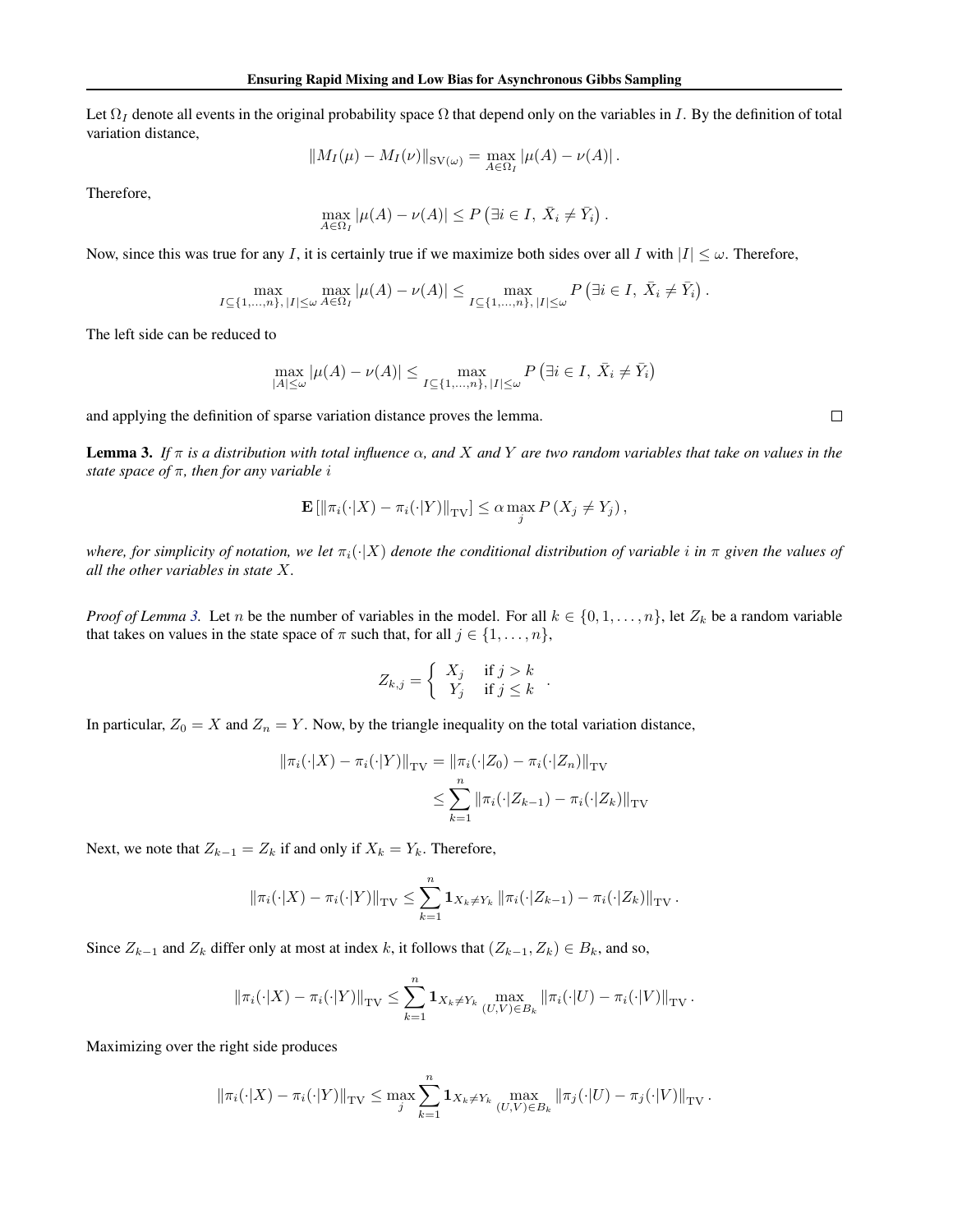Let $\Omega_I$ denote all events in the original probability space $\Omega$ that depend only on the variables in $I$. By the definition of total variation distance,

$$\|M_I(\mu) - M_I(\nu)\|_{\mathrm{SV}(\omega)} = \max_{A \in \Omega_I} |\mu(A) - \nu(A)| .$$

Therefore,

$$\max_{A \in \Omega_I} |\mu(A) - \nu(A)| \leq P\left(\exists i \in I,\ \bar{X}_i \neq \bar{Y}_i\right).$$

Now, since this was true for any $I$, it is certainly true if we maximize both sides over all $I$ with $|I| \leq \omega$. Therefore,

$$\max_{I \subseteq \{1,\ldots,n\},\, |I| \leq \omega} \max_{A \in \Omega_I} |\mu(A) - \nu(A)| \leq \max_{I \subseteq \{1,\ldots,n\},\, |I| \leq \omega} P\left(\exists i \in I,\ \bar{X}_i \neq \bar{Y}_i\right).$$

The left side can be reduced to

$$\max_{|A| \leq \omega} |\mu(A) - \nu(A)| \leq \max_{I \subseteq \{1,\ldots,n\},\, |I| \leq \omega} P\left(\exists i \in I,\ \bar{X}_i \neq \bar{Y}_i\right)$$

and applying the definition of sparse variation distance proves the lemma. □

**Lemma 3.** *If $\pi$ is a distribution with total influence $\alpha$, and $X$ and $Y$ are two random variables that take on values in the state space of $\pi$, then for any variable $i$*

$$\mathbf{E}\left[\|\pi_i(\cdot|X) - \pi_i(\cdot|Y)\|_{\mathrm{TV}}\right] \leq \alpha \max_j P\left(X_j \neq Y_j\right),$$

*where, for simplicity of notation, we let $\pi_i(\cdot|X)$ denote the conditional distribution of variable $i$ in $\pi$ given the values of all the other variables in state $X$.*

*Proof of Lemma 3.* Let $n$ be the number of variables in the model. For all $k \in \{0, 1, \ldots, n\}$, let $Z_k$ be a random variable that takes on values in the state space of $\pi$ such that, for all $j \in \{1, \ldots, n\}$,

$$Z_{k,j} = \begin{cases} X_j & \text{if } j > k \\ Y_j & \text{if } j \leq k \end{cases}.$$

In particular, $Z_0 = X$ and $Z_n = Y$. Now, by the triangle inequality on the total variation distance,

$$\begin{aligned}
\|\pi_i(\cdot|X) - \pi_i(\cdot|Y)\|_{\mathrm{TV}} &= \|\pi_i(\cdot|Z_0) - \pi_i(\cdot|Z_n)\|_{\mathrm{TV}} \\
&\leq \sum_{k=1}^{n} \|\pi_i(\cdot|Z_{k-1}) - \pi_i(\cdot|Z_k)\|_{\mathrm{TV}}
\end{aligned}$$

Next, we note that $Z_{k-1} = Z_k$ if and only if $X_k = Y_k$. Therefore,

$$\|\pi_i(\cdot|X) - \pi_i(\cdot|Y)\|_{\mathrm{TV}} \leq \sum_{k=1}^{n} \mathbf{1}_{X_k \neq Y_k} \|\pi_i(\cdot|Z_{k-1}) - \pi_i(\cdot|Z_k)\|_{\mathrm{TV}}.$$

Since $Z_{k-1}$ and $Z_k$ differ only at most at index $k$, it follows that $(Z_{k-1}, Z_k) \in B_k$, and so,

$$\|\pi_i(\cdot|X) - \pi_i(\cdot|Y)\|_{\mathrm{TV}} \leq \sum_{k=1}^{n} \mathbf{1}_{X_k \neq Y_k} \max_{(U,V) \in B_k} \|\pi_i(\cdot|U) - \pi_i(\cdot|V)\|_{\mathrm{TV}}.$$

Maximizing over the right side produces

$$\|\pi_i(\cdot|X) - \pi_i(\cdot|Y)\|_{\mathrm{TV}} \leq \max_j \sum_{k=1}^{n} \mathbf{1}_{X_k \neq Y_k} \max_{(U,V) \in B_k} \|\pi_j(\cdot|U) - \pi_j(\cdot|V)\|_{\mathrm{TV}}.$$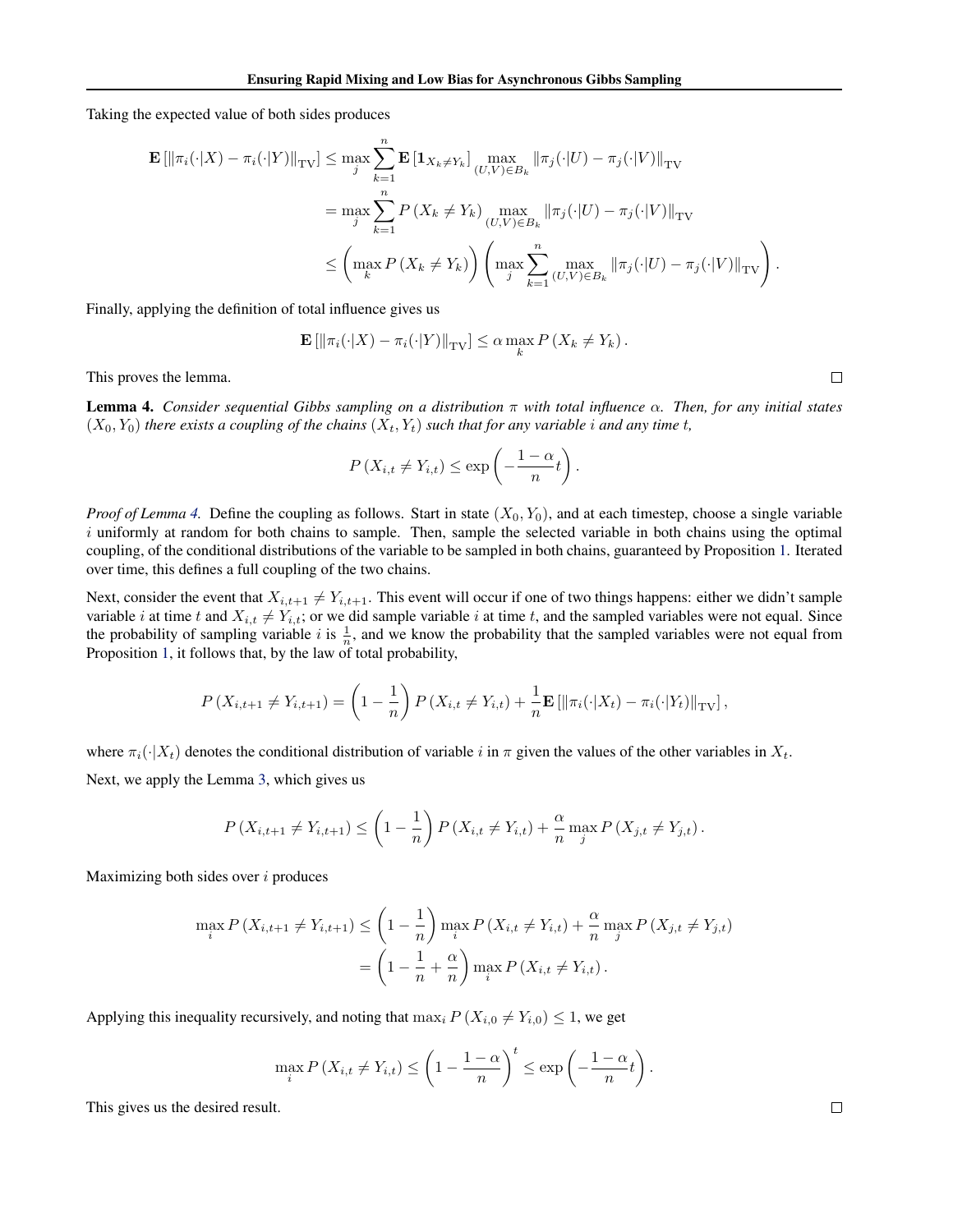Taking the expected value of both sides produces

$$
\begin{aligned}
\mathbf{E}\left[\|\pi_i(\cdot|X) - \pi_i(\cdot|Y)\|_{\mathrm{TV}}\right] &\leq \max_j \sum_{k=1}^{n} \mathbf{E}\left[\mathbf{1}_{X_k \neq Y_k}\right] \max_{(U,V)\in B_k} \|\pi_j(\cdot|U) - \pi_j(\cdot|V)\|_{\mathrm{TV}} \\
&= \max_j \sum_{k=1}^{n} P\left(X_k \neq Y_k\right) \max_{(U,V)\in B_k} \|\pi_j(\cdot|U) - \pi_j(\cdot|V)\|_{\mathrm{TV}} \\
&\leq \left(\max_k P\left(X_k \neq Y_k\right)\right)\left(\max_j \sum_{k=1}^{n} \max_{(U,V)\in B_k} \|\pi_j(\cdot|U) - \pi_j(\cdot|V)\|_{\mathrm{TV}}\right).
\end{aligned}
$$

Finally, applying the definition of total influence gives us

$$
\mathbf{E}\left[\|\pi_i(\cdot|X) - \pi_i(\cdot|Y)\|_{\mathrm{TV}}\right] \leq \alpha \max_k P\left(X_k \neq Y_k\right).
$$

This proves the lemma. □

**Lemma 4.** *Consider sequential Gibbs sampling on a distribution $\pi$ with total influence $\alpha$. Then, for any initial states $(X_0, Y_0)$ there exists a coupling of the chains $(X_t, Y_t)$ such that for any variable $i$ and any time $t$,*

$$
P\left(X_{i,t} \neq Y_{i,t}\right) \leq \exp\left(-\frac{1-\alpha}{n}t\right).
$$

*Proof of Lemma 4.* Define the coupling as follows. Start in state $(X_0, Y_0)$, and at each timestep, choose a single variable $i$ uniformly at random for both chains to sample. Then, sample the selected variable in both chains using the optimal coupling, of the conditional distributions of the variable to be sampled in both chains, guaranteed by Proposition 1. Iterated over time, this defines a full coupling of the two chains.

Next, consider the event that $X_{i,t+1} \neq Y_{i,t+1}$. This event will occur if one of two things happens: either we didn't sample variable $i$ at time $t$ and $X_{i,t} \neq Y_{i,t}$; or we did sample variable $i$ at time $t$, and the sampled variables were not equal. Since the probability of sampling variable $i$ is $\frac{1}{n}$, and we know the probability that the sampled variables were not equal from Proposition 1, it follows that, by the law of total probability,

$$
P\left(X_{i,t+1} \neq Y_{i,t+1}\right) = \left(1 - \frac{1}{n}\right) P\left(X_{i,t} \neq Y_{i,t}\right) + \frac{1}{n}\mathbf{E}\left[\|\pi_i(\cdot|X_t) - \pi_i(\cdot|Y_t)\|_{\mathrm{TV}}\right],
$$

where $\pi_i(\cdot|X_t)$ denotes the conditional distribution of variable $i$ in $\pi$ given the values of the other variables in $X_t$.

Next, we apply the Lemma 3, which gives us

$$
P\left(X_{i,t+1} \neq Y_{i,t+1}\right) \leq \left(1 - \frac{1}{n}\right) P\left(X_{i,t} \neq Y_{i,t}\right) + \frac{\alpha}{n}\max_j P\left(X_{j,t} \neq Y_{j,t}\right).
$$

Maximizing both sides over $i$ produces

$$
\begin{aligned}
\max_i P\left(X_{i,t+1} \neq Y_{i,t+1}\right) &\leq \left(1 - \frac{1}{n}\right)\max_i P\left(X_{i,t} \neq Y_{i,t}\right) + \frac{\alpha}{n}\max_j P\left(X_{j,t} \neq Y_{j,t}\right) \\
&= \left(1 - \frac{1}{n} + \frac{\alpha}{n}\right)\max_i P\left(X_{i,t} \neq Y_{i,t}\right).
\end{aligned}
$$

Applying this inequality recursively, and noting that $\max_i P\left(X_{i,0} \neq Y_{i,0}\right) \leq 1$, we get

$$
\max_i P\left(X_{i,t} \neq Y_{i,t}\right) \leq \left(1 - \frac{1-\alpha}{n}\right)^t \leq \exp\left(-\frac{1-\alpha}{n}t\right).
$$

This gives us the desired result. □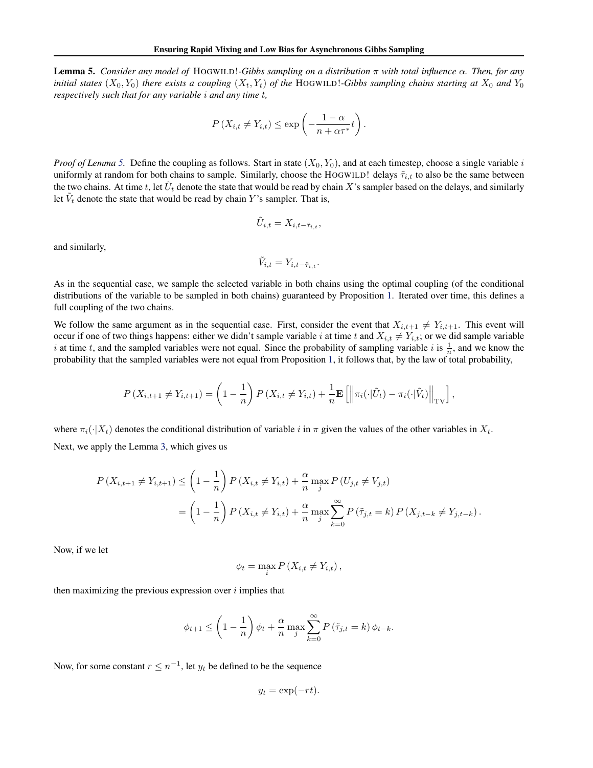**Lemma 5.** *Consider any model of* HOGWILD!*-Gibbs sampling on a distribution $\pi$ with total influence $\alpha$. Then, for any initial states $(X_0, Y_0)$ there exists a coupling $(X_t, Y_t)$ of the* HOGWILD!*-Gibbs sampling chains starting at $X_0$ and $Y_0$ respectively such that for any variable $i$ and any time $t$,*

$$P\left(X_{i,t} \neq Y_{i,t}\right) \leq \exp\left(-\frac{1-\alpha}{n+\alpha\tau^*}t\right).$$

*Proof of Lemma 5.* Define the coupling as follows. Start in state $(X_0, Y_0)$, and at each timestep, choose a single variable $i$ uniformly at random for both chains to sample. Similarly, choose the HOGWILD! delays $\tilde{\tau}_{i,t}$ to also be the same between the two chains. At time $t$, let $\tilde{U}_t$ denote the state that would be read by chain $X$'s sampler based on the delays, and similarly let $\tilde{V}_t$ denote the state that would be read by chain $Y$'s sampler. That is,

$$\tilde{U}_{i,t} = X_{i,t-\tilde{\tau}_{i,t}},$$

and similarly,

$$\tilde{V}_{i,t} = Y_{i,t-\tilde{\tau}_{i,t}}.$$

As in the sequential case, we sample the selected variable in both chains using the optimal coupling (of the conditional distributions of the variable to be sampled in both chains) guaranteed by Proposition 1. Iterated over time, this defines a full coupling of the two chains.

We follow the same argument as in the sequential case. First, consider the event that $X_{i,t+1} \neq Y_{i,t+1}$. This event will occur if one of two things happens: either we didn't sample variable $i$ at time $t$ and $X_{i,t} \neq Y_{i,t}$; or we did sample variable $i$ at time $t$, and the sampled variables were not equal. Since the probability of sampling variable $i$ is $\frac{1}{n}$, and we know the probability that the sampled variables were not equal from Proposition 1, it follows that, by the law of total probability,

$$P\left(X_{i,t+1} \neq Y_{i,t+1}\right) = \left(1 - \frac{1}{n}\right) P\left(X_{i,t} \neq Y_{i,t}\right) + \frac{1}{n}\mathbf{E}\left[\left\|\pi_i(\cdot|\tilde{U}_t) - \pi_i(\cdot|\tilde{V}_t)\right\|_{\text{TV}}\right],$$

where $\pi_i(\cdot|X_t)$ denotes the conditional distribution of variable $i$ in $\pi$ given the values of the other variables in $X_t$.

Next, we apply the Lemma 3, which gives us

$$\begin{aligned}
P\left(X_{i,t+1} \neq Y_{i,t+1}\right) &\leq \left(1 - \frac{1}{n}\right) P\left(X_{i,t} \neq Y_{i,t}\right) + \frac{\alpha}{n}\max_j P\left(U_{j,t} \neq V_{j,t}\right) \\
&= \left(1 - \frac{1}{n}\right) P\left(X_{i,t} \neq Y_{i,t}\right) + \frac{\alpha}{n}\max_j \sum_{k=0}^{\infty} P\left(\tilde{\tau}_{j,t} = k\right) P\left(X_{j,t-k} \neq Y_{j,t-k}\right).
\end{aligned}$$

Now, if we let

$$\phi_t = \max_i P\left(X_{i,t} \neq Y_{i,t}\right),$$

then maximizing the previous expression over $i$ implies that

$$\phi_{t+1} \leq \left(1 - \frac{1}{n}\right)\phi_t + \frac{\alpha}{n}\max_j \sum_{k=0}^{\infty} P\left(\tilde{\tau}_{j,t} = k\right)\phi_{t-k}.$$

Now, for some constant $r \leq n^{-1}$, let $y_t$ be defined to be the sequence

$$y_t = \exp(-rt).$$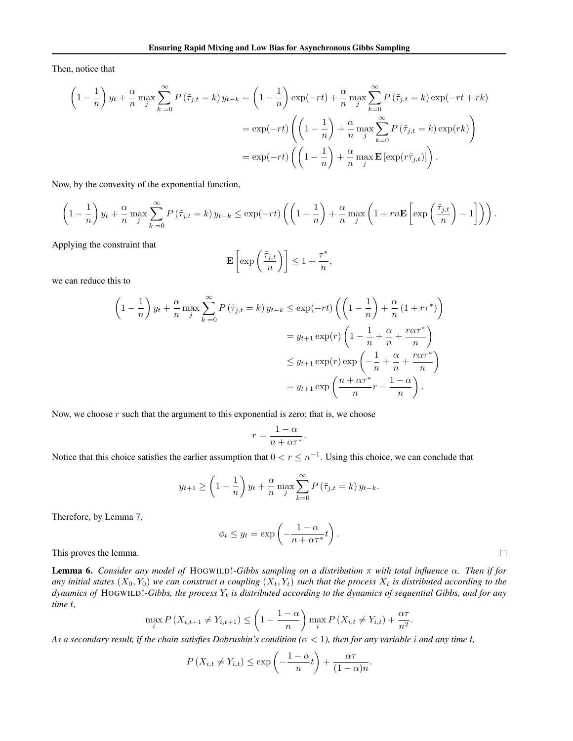Then, notice that

$$
\begin{aligned}
\left(1-\frac{1}{n}\right) y_t + \frac{\alpha}{n} \max_j \sum_{k=0}^{\infty} P\left(\tilde{\tau}_{j,t} = k\right) y_{t-k} &= \left(1-\frac{1}{n}\right) \exp(-rt) + \frac{\alpha}{n} \max_j \sum_{k=0}^{\infty} P\left(\tilde{\tau}_{j,t} = k\right) \exp(-rt + rk) \\
&= \exp(-rt) \left( \left(1-\frac{1}{n}\right) + \frac{\alpha}{n} \max_j \sum_{k=0}^{\infty} P\left(\tilde{\tau}_{j,t} = k\right) \exp(rk) \right) \\
&= \exp(-rt) \left( \left(1-\frac{1}{n}\right) + \frac{\alpha}{n} \max_j \mathbf{E}\left[\exp(r\tilde{\tau}_{j,t})\right] \right).
\end{aligned}
$$

Now, by the convexity of the exponential function,

$$
\left(1-\frac{1}{n}\right) y_t + \frac{\alpha}{n} \max_j \sum_{k=0}^{\infty} P\left(\tilde{\tau}_{j,t} = k\right) y_{t-k} \leq \exp(-rt) \left( \left(1-\frac{1}{n}\right) + \frac{\alpha}{n} \max_j \left( 1 + rn\mathbf{E}\left[ \exp\left(\frac{\tilde{\tau}_{j,t}}{n}\right) - 1 \right] \right) \right).
$$

Applying the constraint that

$$
\mathbf{E}\left[ \exp\left(\frac{\tilde{\tau}_{j,t}}{n}\right) \right] \leq 1 + \frac{\tau^*}{n},
$$

we can reduce this to

$$
\begin{aligned}
\left(1-\frac{1}{n}\right) y_t + \frac{\alpha}{n} \max_j \sum_{k=0}^{\infty} P\left(\tilde{\tau}_{j,t} = k\right) y_{t-k} &\leq \exp(-rt) \left( \left(1-\frac{1}{n}\right) + \frac{\alpha}{n}\left(1 + r\tau^*\right) \right) \\
&= y_{t+1} \exp(r) \left( 1 - \frac{1}{n} + \frac{\alpha}{n} + \frac{r\alpha\tau^*}{n} \right) \\
&\leq y_{t+1} \exp(r) \exp\left( -\frac{1}{n} + \frac{\alpha}{n} + \frac{r\alpha\tau^*}{n} \right) \\
&= y_{t+1} \exp\left( \frac{n + \alpha\tau^*}{n} r - \frac{1-\alpha}{n} \right).
\end{aligned}
$$

Now, we choose $r$ such that the argument to this exponential is zero; that is, we choose

$$
r = \frac{1-\alpha}{n + \alpha\tau^*}.
$$

Notice that this choice satisfies the earlier assumption that $0 < r \leq n^{-1}$. Using this choice, we can conclude that

$$
y_{t+1} \geq \left(1-\frac{1}{n}\right) y_t + \frac{\alpha}{n} \max_j \sum_{k=0}^{\infty} P\left(\tilde{\tau}_{j,t} = k\right) y_{t-k}.
$$

Therefore, by Lemma 7,

$$
\phi_t \leq y_t = \exp\left( -\frac{1-\alpha}{n + \alpha\tau^*} t \right).
$$

This proves the lemma. □

**Lemma 6.** *Consider any model of* HOGWILD!*-Gibbs sampling on a distribution $\pi$ with total influence $\alpha$. Then if for any initial states $(X_0, Y_0)$ we can construct a coupling $(X_t, Y_t)$ such that the process $X_t$ is distributed according to the dynamics of* HOGWILD!*-Gibbs, the process $Y_t$ is distributed according to the dynamics of sequential Gibbs, and for any time $t$,*

$$
\max_i P\left(X_{i,t+1} \neq Y_{i,t+1}\right) \leq \left(1 - \frac{1-\alpha}{n}\right) \max_i P\left(X_{i,t} \neq Y_{i,t}\right) + \frac{\alpha\tau}{n^2}.
$$

*As a secondary result, if the chain satisfies Dobrushin's condition ($\alpha < 1$), then for any variable $i$ and any time $t$,*

$$
P\left(X_{i,t} \neq Y_{i,t}\right) \leq \exp\left( -\frac{1-\alpha}{n} t \right) + \frac{\alpha\tau}{(1-\alpha)n}.
$$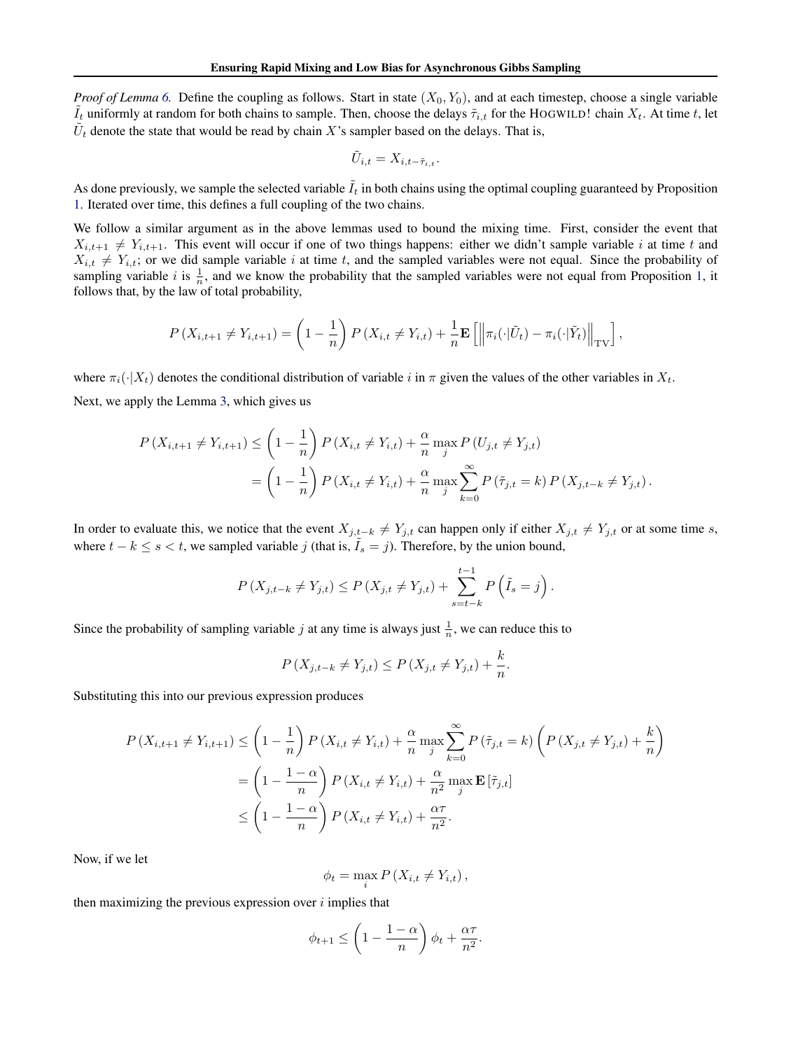*Proof of Lemma 6.* Define the coupling as follows. Start in state $(X_0, Y_0)$, and at each timestep, choose a single variable $\tilde{I}_t$ uniformly at random for both chains to sample. Then, choose the delays $\tilde{\tau}_{i,t}$ for the HOGWILD! chain $X_t$. At time $t$, let $\tilde{U}_t$ denote the state that would be read by chain $X$'s sampler based on the delays. That is,

$$\tilde{U}_{i,t} = X_{i,t-\tilde{\tau}_{i,t}}.$$

As done previously, we sample the selected variable $\tilde{I}_t$ in both chains using the optimal coupling guaranteed by Proposition 1. Iterated over time, this defines a full coupling of the two chains.

We follow a similar argument as in the above lemmas used to bound the mixing time. First, consider the event that $X_{i,t+1} \neq Y_{i,t+1}$. This event will occur if one of two things happens: either we didn't sample variable $i$ at time $t$ and $X_{i,t} \neq Y_{i,t}$; or we did sample variable $i$ at time $t$, and the sampled variables were not equal. Since the probability of sampling variable $i$ is $\frac{1}{n}$, and we know the probability that the sampled variables were not equal from Proposition 1, it follows that, by the law of total probability,

$$P(X_{i,t+1} \neq Y_{i,t+1}) = \left(1 - \frac{1}{n}\right) P(X_{i,t} \neq Y_{i,t}) + \frac{1}{n} \mathbf{E}\left[\left\|\pi_i(\cdot|\tilde{U}_t) - \pi_i(\cdot|\tilde{Y}_t)\right\|_{\text{TV}}\right],$$

where $\pi_i(\cdot|X_t)$ denotes the conditional distribution of variable $i$ in $\pi$ given the values of the other variables in $X_t$.

Next, we apply the Lemma 3, which gives us

$$\begin{aligned}
P(X_{i,t+1} \neq Y_{i,t+1}) &\leq \left(1 - \frac{1}{n}\right) P(X_{i,t} \neq Y_{i,t}) + \frac{\alpha}{n} \max_j P(U_{j,t} \neq Y_{j,t}) \\
&= \left(1 - \frac{1}{n}\right) P(X_{i,t} \neq Y_{i,t}) + \frac{\alpha}{n} \max_j \sum_{k=0}^{\infty} P(\tilde{\tau}_{j,t} = k) P(X_{j,t-k} \neq Y_{j,t}).
\end{aligned}$$

In order to evaluate this, we notice that the event $X_{j,t-k} \neq Y_{j,t}$ can happen only if either $X_{j,t} \neq Y_{j,t}$ or at some time $s$, where $t - k \leq s < t$, we sampled variable $j$ (that is, $\tilde{I}_s = j$). Therefore, by the union bound,

$$P(X_{j,t-k} \neq Y_{j,t}) \leq P(X_{j,t} \neq Y_{j,t}) + \sum_{s=t-k}^{t-1} P\left(\tilde{I}_s = j\right).$$

Since the probability of sampling variable $j$ at any time is always just $\frac{1}{n}$, we can reduce this to

$$P(X_{j,t-k} \neq Y_{j,t}) \leq P(X_{j,t} \neq Y_{j,t}) + \frac{k}{n}.$$

Substituting this into our previous expression produces

$$\begin{aligned}
P(X_{i,t+1} \neq Y_{i,t+1}) &\leq \left(1 - \frac{1}{n}\right) P(X_{i,t} \neq Y_{i,t}) + \frac{\alpha}{n} \max_j \sum_{k=0}^{\infty} P(\tilde{\tau}_{j,t} = k) \left(P(X_{j,t} \neq Y_{j,t}) + \frac{k}{n}\right) \\
&= \left(1 - \frac{1-\alpha}{n}\right) P(X_{i,t} \neq Y_{i,t}) + \frac{\alpha}{n^2} \max_j \mathbf{E}[\tilde{\tau}_{j,t}] \\
&\leq \left(1 - \frac{1-\alpha}{n}\right) P(X_{i,t} \neq Y_{i,t}) + \frac{\alpha\tau}{n^2}.
\end{aligned}$$

Now, if we let

$$\phi_t = \max_i P(X_{i,t} \neq Y_{i,t}),$$

then maximizing the previous expression over $i$ implies that

$$\phi_{t+1} \leq \left(1 - \frac{1-\alpha}{n}\right) \phi_t + \frac{\alpha\tau}{n^2}.$$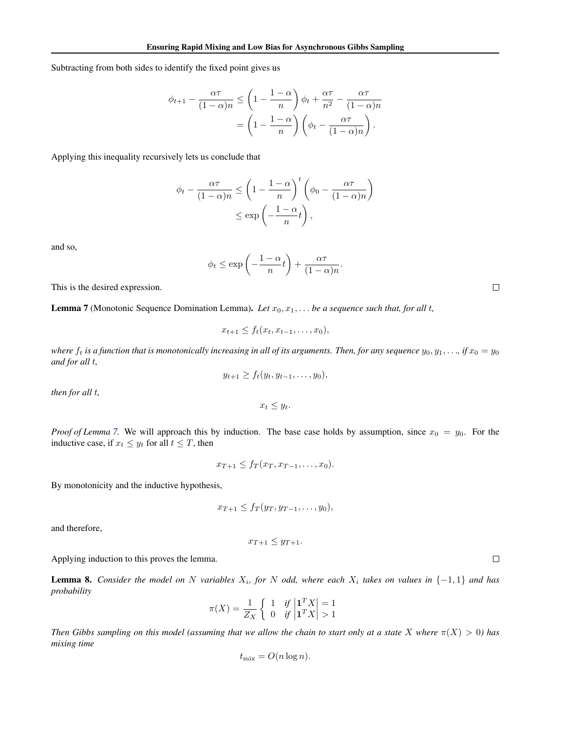Subtracting from both sides to identify the fixed point gives us

$$
\begin{aligned}
\phi_{t+1} - \frac{\alpha\tau}{(1-\alpha)n} &\leq \left(1 - \frac{1-\alpha}{n}\right)\phi_t + \frac{\alpha\tau}{n^2} - \frac{\alpha\tau}{(1-\alpha)n} \\
&= \left(1 - \frac{1-\alpha}{n}\right)\left(\phi_t - \frac{\alpha\tau}{(1-\alpha)n}\right).
\end{aligned}
$$

Applying this inequality recursively lets us conclude that

$$
\begin{aligned}
\phi_t - \frac{\alpha\tau}{(1-\alpha)n} &\leq \left(1 - \frac{1-\alpha}{n}\right)^t \left(\phi_0 - \frac{\alpha\tau}{(1-\alpha)n}\right) \\
&\leq \exp\left(-\frac{1-\alpha}{n}t\right),
\end{aligned}
$$

and so,

$$
\phi_t \leq \exp\left(-\frac{1-\alpha}{n}t\right) + \frac{\alpha\tau}{(1-\alpha)n}.
$$

This is the desired expression. $\square$

**Lemma 7** (Monotonic Sequence Domination Lemma)**.** *Let $x_0, x_1, \ldots$ be a sequence such that, for all $t$,*

$$
x_{t+1} \leq f_t(x_t, x_{t-1}, \ldots, x_0),
$$

*where $f_t$ is a function that is monotonically increasing in all of its arguments. Then, for any sequence $y_0, y_1, \ldots$, if $x_0 = y_0$ and for all $t$,*

$$
y_{t+1} \geq f_t(y_t, y_{t-1}, \ldots, y_0),
$$

*then for all $t$,*

$$
x_t \leq y_t.
$$

*Proof of Lemma 7.* We will approach this by induction. The base case holds by assumption, since $x_0 = y_0$. For the inductive case, if $x_t \leq y_t$ for all $t \leq T$, then

$$
x_{T+1} \leq f_T(x_T, x_{T-1}, \ldots, x_0).
$$

By monotonicity and the inductive hypothesis,

$$
x_{T+1} \leq f_T(y_T, y_{T-1}, \ldots, y_0),
$$

and therefore,

$$
x_{T+1} \leq y_{T+1}.
$$

Applying induction to this proves the lemma. $\square$

**Lemma 8.** *Consider the model on $N$ variables $X_i$, for $N$ odd, where each $X_i$ takes on values in $\{-1, 1\}$ and has probability*

$$
\pi(X) = \frac{1}{Z_X}\left\{ \begin{array}{ll} 1 & \text{if } \left|\mathbf{1}^T X\right| = 1 \\ 0 & \text{if } \left|\mathbf{1}^T X\right| > 1 \end{array} \right.
$$

*Then Gibbs sampling on this model (assuming that we allow the chain to start only at a state $X$ where $\pi(X) > 0$) has mixing time*

$$
t_{\text{mix}} = O(n \log n).
$$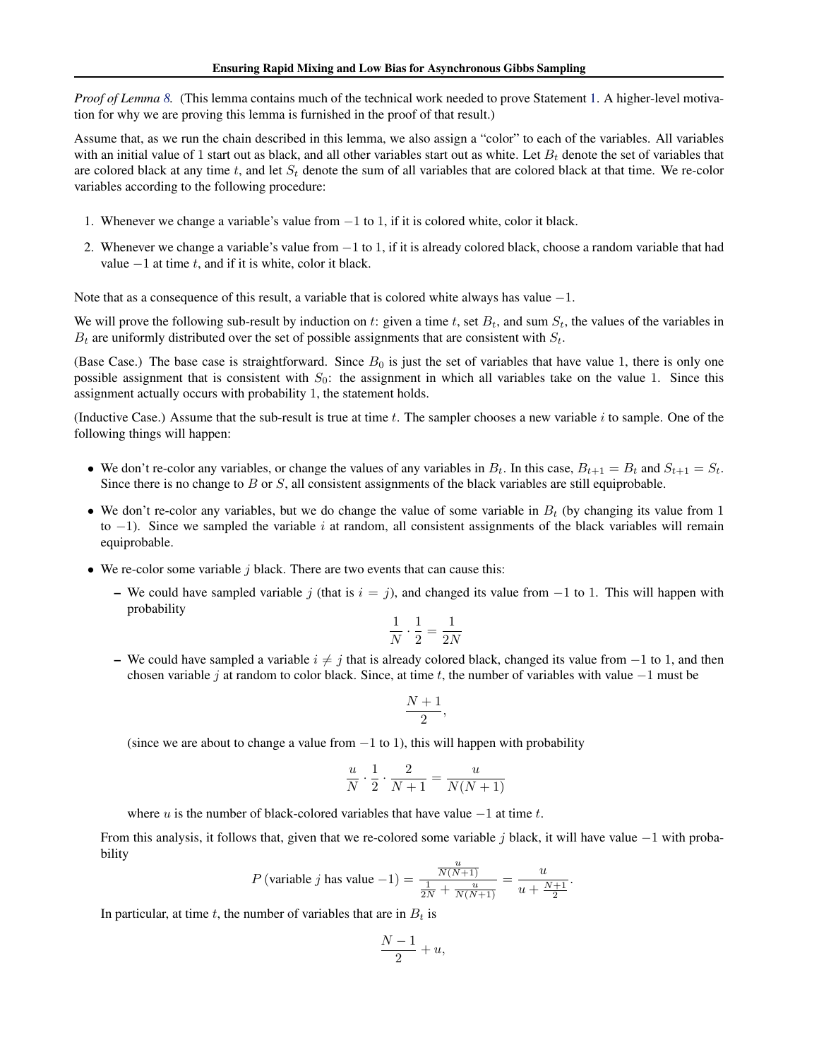*Proof of Lemma 8.* (This lemma contains much of the technical work needed to prove Statement 1. A higher-level motivation for why we are proving this lemma is furnished in the proof of that result.)

Assume that, as we run the chain described in this lemma, we also assign a "color" to each of the variables. All variables with an initial value of 1 start out as black, and all other variables start out as white. Let $B_t$ denote the set of variables that are colored black at any time $t$, and let $S_t$ denote the sum of all variables that are colored black at that time. We re-color variables according to the following procedure:

1. Whenever we change a variable's value from $-1$ to 1, if it is colored white, color it black.
2. Whenever we change a variable's value from $-1$ to 1, if it is already colored black, choose a random variable that had value $-1$ at time $t$, and if it is white, color it black.

Note that as a consequence of this result, a variable that is colored white always has value $-1$.

We will prove the following sub-result by induction on $t$: given a time $t$, set $B_t$, and sum $S_t$, the values of the variables in $B_t$ are uniformly distributed over the set of possible assignments that are consistent with $S_t$.

(Base Case.) The base case is straightforward. Since $B_0$ is just the set of variables that have value 1, there is only one possible assignment that is consistent with $S_0$: the assignment in which all variables take on the value 1. Since this assignment actually occurs with probability 1, the statement holds.

(Inductive Case.) Assume that the sub-result is true at time $t$. The sampler chooses a new variable $i$ to sample. One of the following things will happen:

- We don't re-color any variables, or change the values of any variables in $B_t$. In this case, $B_{t+1} = B_t$ and $S_{t+1} = S_t$. Since there is no change to $B$ or $S$, all consistent assignments of the black variables are still equiprobable.
- We don't re-color any variables, but we do change the value of some variable in $B_t$ (by changing its value from 1 to $-1$). Since we sampled the variable $i$ at random, all consistent assignments of the black variables will remain equiprobable.
- We re-color some variable $j$ black. There are two events that can cause this:
  - We could have sampled variable $j$ (that is $i = j$), and changed its value from $-1$ to 1. This will happen with probability
  $$\frac{1}{N} \cdot \frac{1}{2} = \frac{1}{2N}$$
  - We could have sampled a variable $i \neq j$ that is already colored black, changed its value from $-1$ to 1, and then chosen variable $j$ at random to color black. Since, at time $t$, the number of variables with value $-1$ must be
  $$\frac{N+1}{2},$$
  (since we are about to change a value from $-1$ to 1), this will happen with probability
  $$\frac{u}{N} \cdot \frac{1}{2} \cdot \frac{2}{N+1} = \frac{u}{N(N+1)}$$
  where $u$ is the number of black-colored variables that have value $-1$ at time $t$.

  From this analysis, it follows that, given that we re-colored some variable $j$ black, it will have value $-1$ with probability
  $$P\left(\text{variable } j \text{ has value } -1\right) = \frac{\frac{u}{N(N+1)}}{\frac{1}{2N} + \frac{u}{N(N+1)}} = \frac{u}{u + \frac{N+1}{2}}.$$
  In particular, at time $t$, the number of variables that are in $B_t$ is
  $$\frac{N-1}{2} + u,$$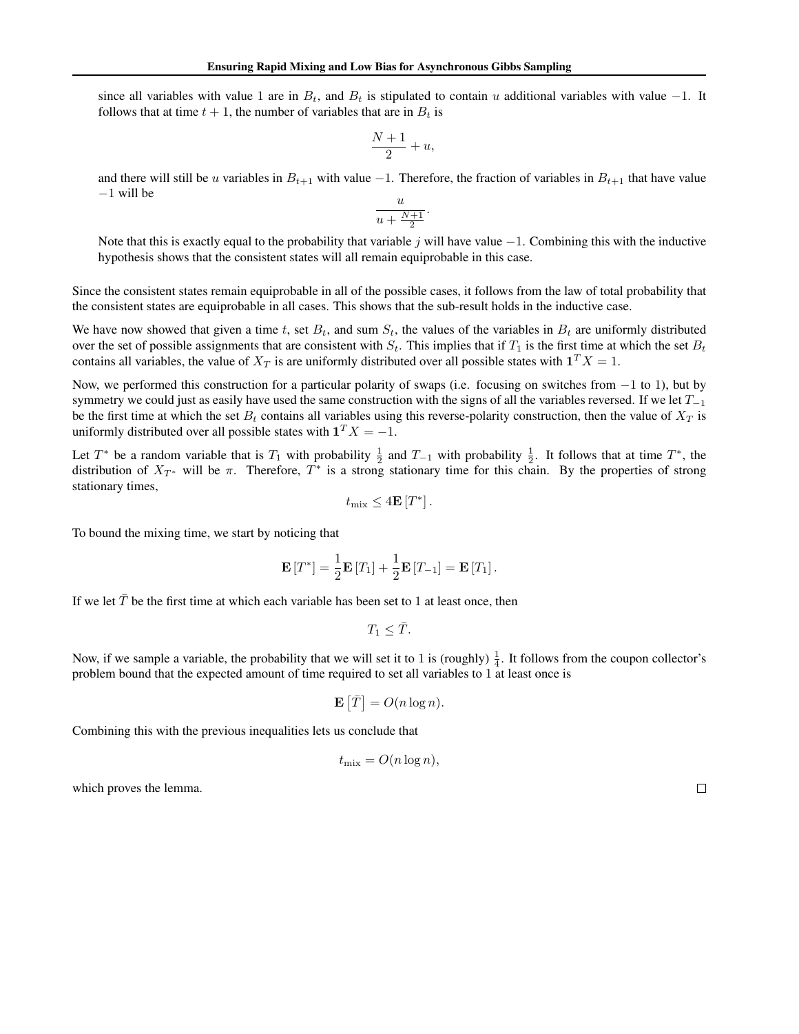since all variables with value 1 are in $B_t$, and $B_t$ is stipulated to contain $u$ additional variables with value $-1$. It follows that at time $t+1$, the number of variables that are in $B_t$ is

$$\frac{N+1}{2} + u,$$

and there will still be $u$ variables in $B_{t+1}$ with value $-1$. Therefore, the fraction of variables in $B_{t+1}$ that have value $-1$ will be

$$\frac{u}{u + \frac{N+1}{2}}.$$

Note that this is exactly equal to the probability that variable $j$ will have value $-1$. Combining this with the inductive hypothesis shows that the consistent states will all remain equiprobable in this case.

Since the consistent states remain equiprobable in all of the possible cases, it follows from the law of total probability that the consistent states are equiprobable in all cases. This shows that the sub-result holds in the inductive case.

We have now showed that given a time $t$, set $B_t$, and sum $S_t$, the values of the variables in $B_t$ are uniformly distributed over the set of possible assignments that are consistent with $S_t$. This implies that if $T_1$ is the first time at which the set $B_t$ contains all variables, the value of $X_T$ is are uniformly distributed over all possible states with $\mathbf{1}^T X = 1$.

Now, we performed this construction for a particular polarity of swaps (i.e. focusing on switches from $-1$ to 1), but by symmetry we could just as easily have used the same construction with the signs of all the variables reversed. If we let $T_{-1}$ be the first time at which the set $B_t$ contains all variables using this reverse-polarity construction, then the value of $X_T$ is uniformly distributed over all possible states with $\mathbf{1}^T X = -1$.

Let $T^*$ be a random variable that is $T_1$ with probability $\frac{1}{2}$ and $T_{-1}$ with probability $\frac{1}{2}$. It follows that at time $T^*$, the distribution of $X_{T^*}$ will be $\pi$. Therefore, $T^*$ is a strong stationary time for this chain. By the properties of strong stationary times,

$$t_{\text{mix}} \leq 4\mathbf{E}\left[T^*\right].$$

To bound the mixing time, we start by noticing that

$$\mathbf{E}\left[T^*\right] = \frac{1}{2}\mathbf{E}\left[T_1\right] + \frac{1}{2}\mathbf{E}\left[T_{-1}\right] = \mathbf{E}\left[T_1\right].$$

If we let $\bar{T}$ be the first time at which each variable has been set to 1 at least once, then

$$T_1 \leq \bar{T}.$$

Now, if we sample a variable, the probability that we will set it to 1 is (roughly) $\frac{1}{4}$. It follows from the coupon collector's problem bound that the expected amount of time required to set all variables to 1 at least once is

$$\mathbf{E}\left[\bar{T}\right] = O(n \log n).$$

Combining this with the previous inequalities lets us conclude that

$$t_{\text{mix}} = O(n \log n),$$

which proves the lemma. □